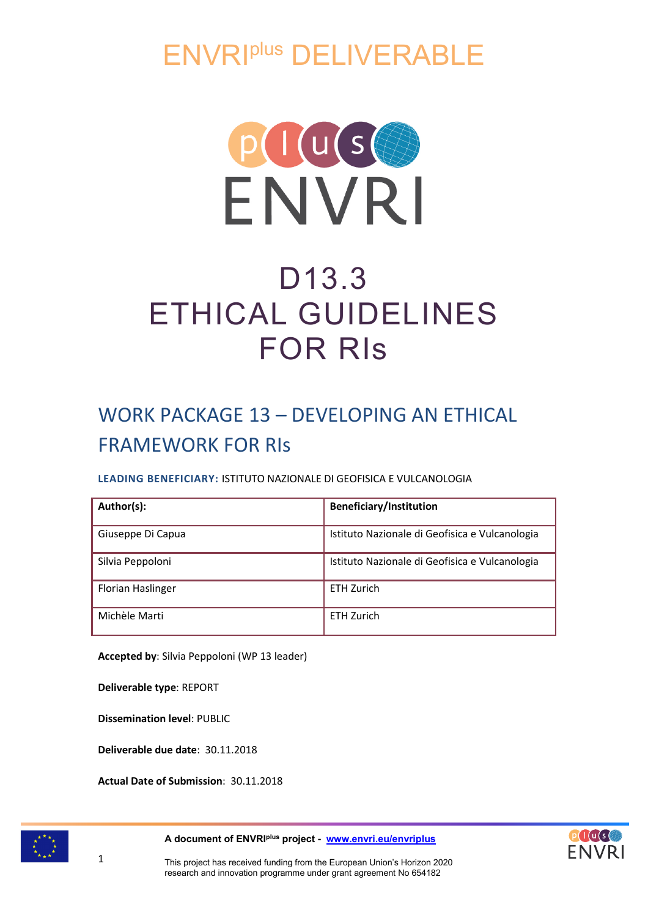# ENVRI$^{plus}$ DELIVERABLE

# D13.3 ETHICAL GUIDELINES FOR RIs

## WORK PACKAGE 13 – DEVELOPING AN ETHICAL FRAMEWORK FOR RIs

**LEADING BENEFICIARY:** ISTITUTO NAZIONALE DI GEOFISICA E VULCANOLOGIA

| Author(s): | Beneficiary/Institution |
| --- | --- |
| Giuseppe Di Capua | Istituto Nazionale di Geofisica e Vulcanologia |
| Silvia Peppoloni | Istituto Nazionale di Geofisica e Vulcanologia |
| Florian Haslinger | ETH Zurich |
| Michèle Marti | ETH Zurich |

**Accepted by**: Silvia Peppoloni (WP 13 leader)

**Deliverable type**: REPORT

**Dissemination level**: PUBLIC

**Deliverable due date**: 30.11.2018

**Actual Date of Submission**: 30.11.2018

**A document of ENVRI$^{plus}$ project - www.envri.eu/envriplus**

This project has received funding from the European Union's Horizon 2020 research and innovation programme under grant agreement No 654182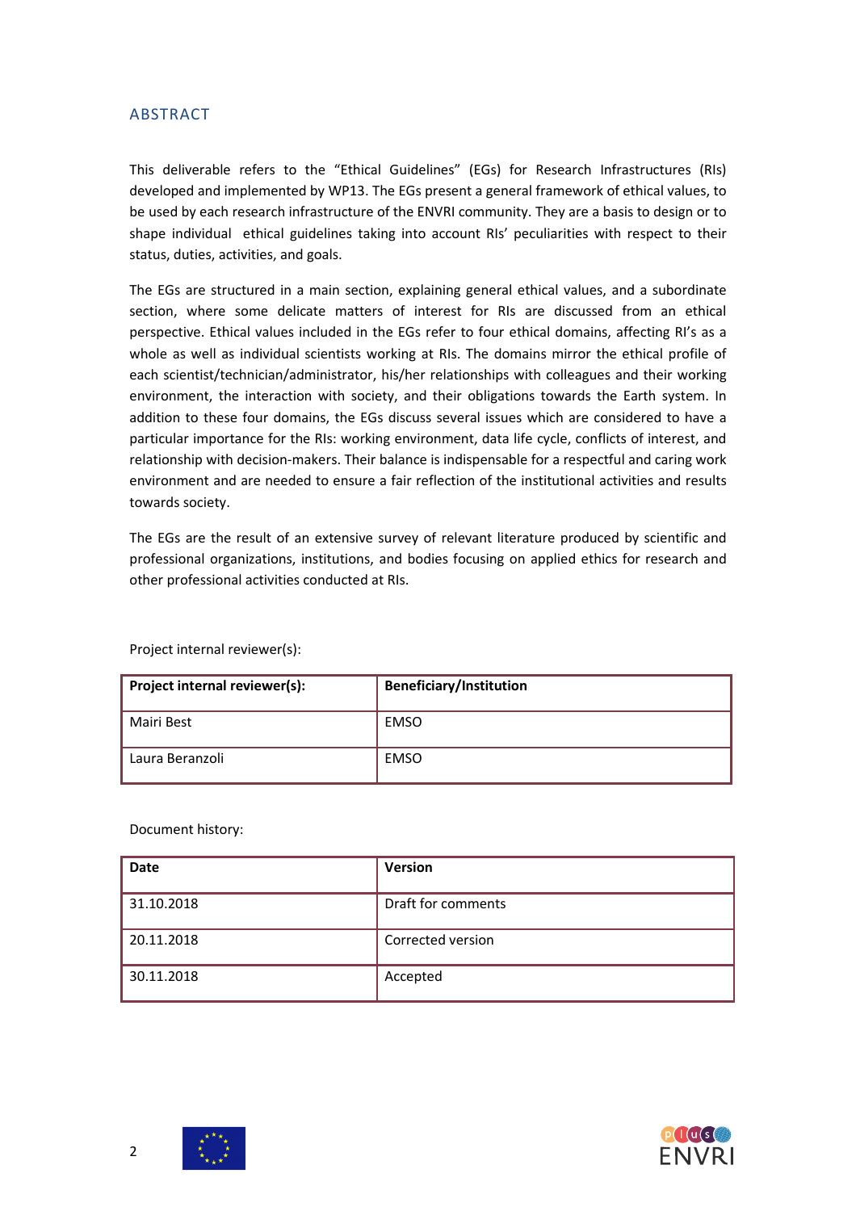## ABSTRACT

This deliverable refers to the "Ethical Guidelines" (EGs) for Research Infrastructures (RIs) developed and implemented by WP13. The EGs present a general framework of ethical values, to be used by each research infrastructure of the ENVRI community. They are a basis to design or to shape individual ethical guidelines taking into account RIs' peculiarities with respect to their status, duties, activities, and goals.

The EGs are structured in a main section, explaining general ethical values, and a subordinate section, where some delicate matters of interest for RIs are discussed from an ethical perspective. Ethical values included in the EGs refer to four ethical domains, affecting RI's as a whole as well as individual scientists working at RIs. The domains mirror the ethical profile of each scientist/technician/administrator, his/her relationships with colleagues and their working environment, the interaction with society, and their obligations towards the Earth system. In addition to these four domains, the EGs discuss several issues which are considered to have a particular importance for the RIs: working environment, data life cycle, conflicts of interest, and relationship with decision-makers. Their balance is indispensable for a respectful and caring work environment and are needed to ensure a fair reflection of the institutional activities and results towards society.

The EGs are the result of an extensive survey of relevant literature produced by scientific and professional organizations, institutions, and bodies focusing on applied ethics for research and other professional activities conducted at RIs.

Project internal reviewer(s):

| Project internal reviewer(s): | Beneficiary/Institution |
|---|---|
| Mairi Best | EMSO |
| Laura Beranzoli | EMSO |

Document history:

| Date | Version |
|---|---|
| 31.10.2018 | Draft for comments |
| 20.11.2018 | Corrected version |
| 30.11.2018 | Accepted |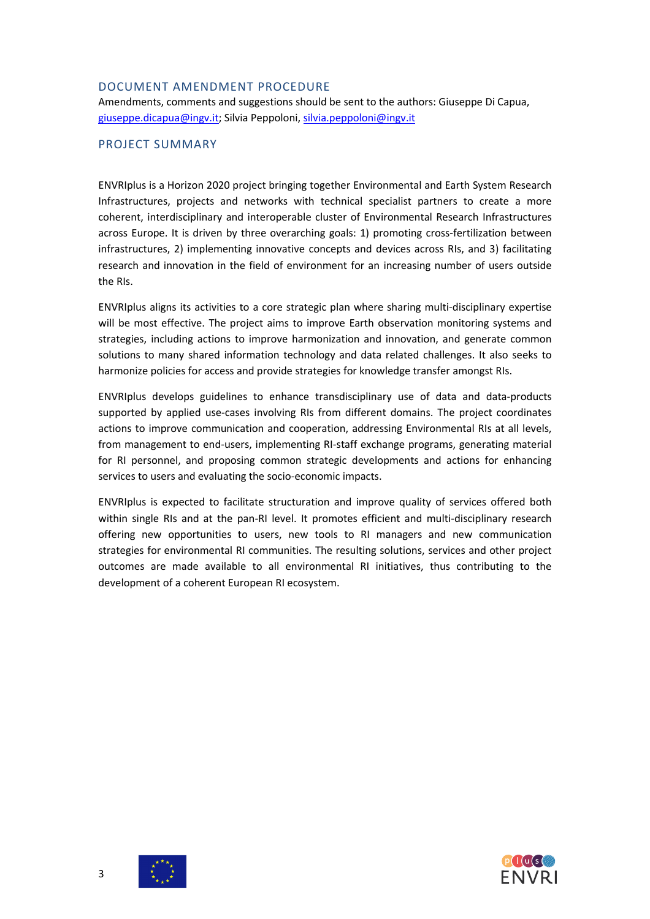## DOCUMENT AMENDMENT PROCEDURE

Amendments, comments and suggestions should be sent to the authors: Giuseppe Di Capua, giuseppe.dicapua@ingv.it; Silvia Peppoloni, silvia.peppoloni@ingv.it

## PROJECT SUMMARY

ENVRIplus is a Horizon 2020 project bringing together Environmental and Earth System Research Infrastructures, projects and networks with technical specialist partners to create a more coherent, interdisciplinary and interoperable cluster of Environmental Research Infrastructures across Europe. It is driven by three overarching goals: 1) promoting cross-fertilization between infrastructures, 2) implementing innovative concepts and devices across RIs, and 3) facilitating research and innovation in the field of environment for an increasing number of users outside the RIs.

ENVRIplus aligns its activities to a core strategic plan where sharing multi-disciplinary expertise will be most effective. The project aims to improve Earth observation monitoring systems and strategies, including actions to improve harmonization and innovation, and generate common solutions to many shared information technology and data related challenges. It also seeks to harmonize policies for access and provide strategies for knowledge transfer amongst RIs.

ENVRIplus develops guidelines to enhance transdisciplinary use of data and data-products supported by applied use-cases involving RIs from different domains. The project coordinates actions to improve communication and cooperation, addressing Environmental RIs at all levels, from management to end-users, implementing RI-staff exchange programs, generating material for RI personnel, and proposing common strategic developments and actions for enhancing services to users and evaluating the socio-economic impacts.

ENVRIplus is expected to facilitate structuration and improve quality of services offered both within single RIs and at the pan-RI level. It promotes efficient and multi-disciplinary research offering new opportunities to users, new tools to RI managers and new communication strategies for environmental RI communities. The resulting solutions, services and other project outcomes are made available to all environmental RI initiatives, thus contributing to the development of a coherent European RI ecosystem.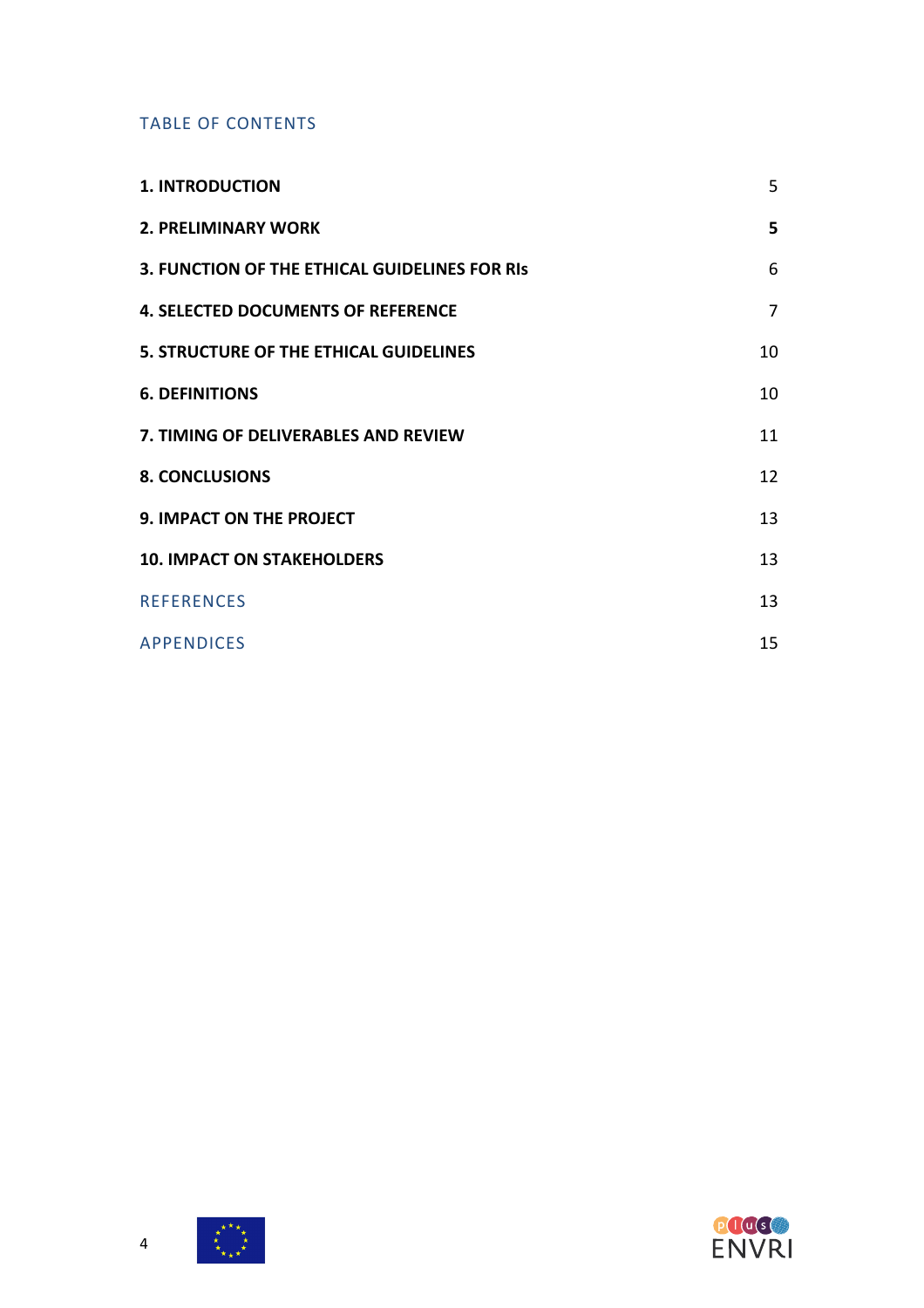## TABLE OF CONTENTS

| | |
|---|---|
| **1. INTRODUCTION** | 5 |
| **2. PRELIMINARY WORK** | **5** |
| **3. FUNCTION OF THE ETHICAL GUIDELINES FOR RIs** | 6 |
| **4. SELECTED DOCUMENTS OF REFERENCE** | 7 |
| **5. STRUCTURE OF THE ETHICAL GUIDELINES** | 10 |
| **6. DEFINITIONS** | 10 |
| **7. TIMING OF DELIVERABLES AND REVIEW** | 11 |
| **8. CONCLUSIONS** | 12 |
| **9. IMPACT ON THE PROJECT** | 13 |
| **10. IMPACT ON STAKEHOLDERS** | 13 |
| REFERENCES | 13 |
| APPENDICES | 15 |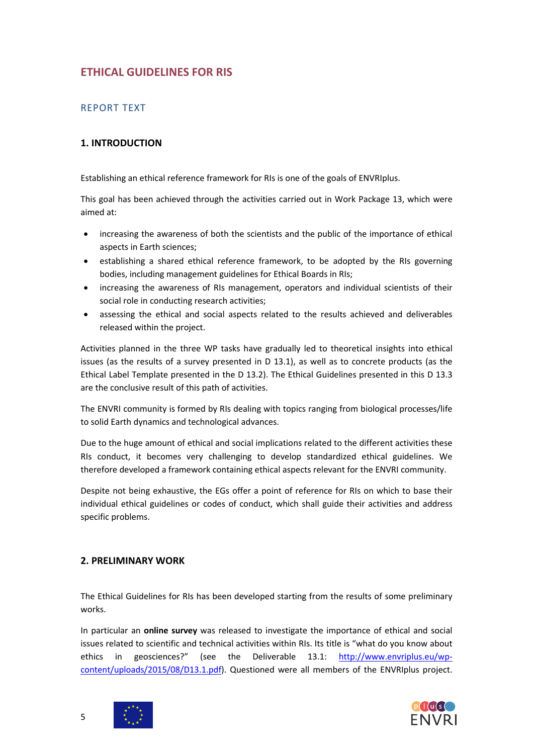# ETHICAL GUIDELINES FOR RIS

## REPORT TEXT

### 1. INTRODUCTION

Establishing an ethical reference framework for RIs is one of the goals of ENVRIplus.

This goal has been achieved through the activities carried out in Work Package 13, which were aimed at:

- increasing the awareness of both the scientists and the public of the importance of ethical aspects in Earth sciences;
- establishing a shared ethical reference framework, to be adopted by the RIs governing bodies, including management guidelines for Ethical Boards in RIs;
- increasing the awareness of RIs management, operators and individual scientists of their social role in conducting research activities;
- assessing the ethical and social aspects related to the results achieved and deliverables released within the project.

Activities planned in the three WP tasks have gradually led to theoretical insights into ethical issues (as the results of a survey presented in D 13.1), as well as to concrete products (as the Ethical Label Template presented in the D 13.2). The Ethical Guidelines presented in this D 13.3 are the conclusive result of this path of activities.

The ENVRI community is formed by RIs dealing with topics ranging from biological processes/life to solid Earth dynamics and technological advances.

Due to the huge amount of ethical and social implications related to the different activities these RIs conduct, it becomes very challenging to develop standardized ethical guidelines. We therefore developed a framework containing ethical aspects relevant for the ENVRI community.

Despite not being exhaustive, the EGs offer a point of reference for RIs on which to base their individual ethical guidelines or codes of conduct, which shall guide their activities and address specific problems.

### 2. PRELIMINARY WORK

The Ethical Guidelines for RIs has been developed starting from the results of some preliminary works.

In particular an **online survey** was released to investigate the importance of ethical and social issues related to scientific and technical activities within RIs. Its title is “what do you know about ethics in geosciences?” (see the Deliverable 13.1: http://www.envriplus.eu/wp-content/uploads/2015/08/D13.1.pdf). Questioned were all members of the ENVRIplus project.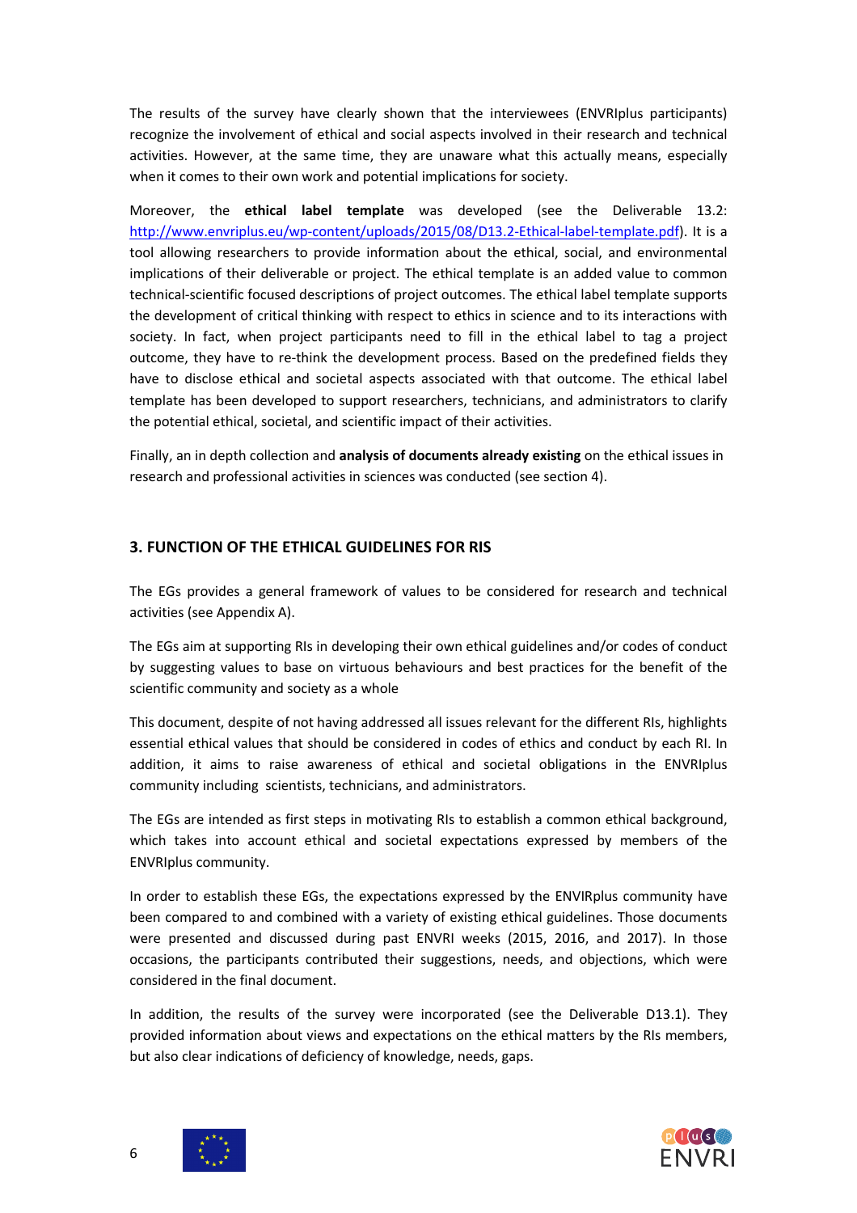The results of the survey have clearly shown that the interviewees (ENVRIplus participants) recognize the involvement of ethical and social aspects involved in their research and technical activities. However, at the same time, they are unaware what this actually means, especially when it comes to their own work and potential implications for society.

Moreover, the **ethical label template** was developed (see the Deliverable 13.2: http://www.envriplus.eu/wp-content/uploads/2015/08/D13.2-Ethical-label-template.pdf). It is a tool allowing researchers to provide information about the ethical, social, and environmental implications of their deliverable or project. The ethical template is an added value to common technical-scientific focused descriptions of project outcomes. The ethical label template supports the development of critical thinking with respect to ethics in science and to its interactions with society. In fact, when project participants need to fill in the ethical label to tag a project outcome, they have to re-think the development process. Based on the predefined fields they have to disclose ethical and societal aspects associated with that outcome. The ethical label template has been developed to support researchers, technicians, and administrators to clarify the potential ethical, societal, and scientific impact of their activities.

Finally, an in depth collection and **analysis of documents already existing** on the ethical issues in research and professional activities in sciences was conducted (see section 4).

## 3. FUNCTION OF THE ETHICAL GUIDELINES FOR RIS

The EGs provides a general framework of values to be considered for research and technical activities (see Appendix A).

The EGs aim at supporting RIs in developing their own ethical guidelines and/or codes of conduct by suggesting values to base on virtuous behaviours and best practices for the benefit of the scientific community and society as a whole

This document, despite of not having addressed all issues relevant for the different RIs, highlights essential ethical values that should be considered in codes of ethics and conduct by each RI. In addition, it aims to raise awareness of ethical and societal obligations in the ENVRIplus community including scientists, technicians, and administrators.

The EGs are intended as first steps in motivating RIs to establish a common ethical background, which takes into account ethical and societal expectations expressed by members of the ENVRIplus community.

In order to establish these EGs, the expectations expressed by the ENVIRplus community have been compared to and combined with a variety of existing ethical guidelines. Those documents were presented and discussed during past ENVRI weeks (2015, 2016, and 2017). In those occasions, the participants contributed their suggestions, needs, and objections, which were considered in the final document.

In addition, the results of the survey were incorporated (see the Deliverable D13.1). They provided information about views and expectations on the ethical matters by the RIs members, but also clear indications of deficiency of knowledge, needs, gaps.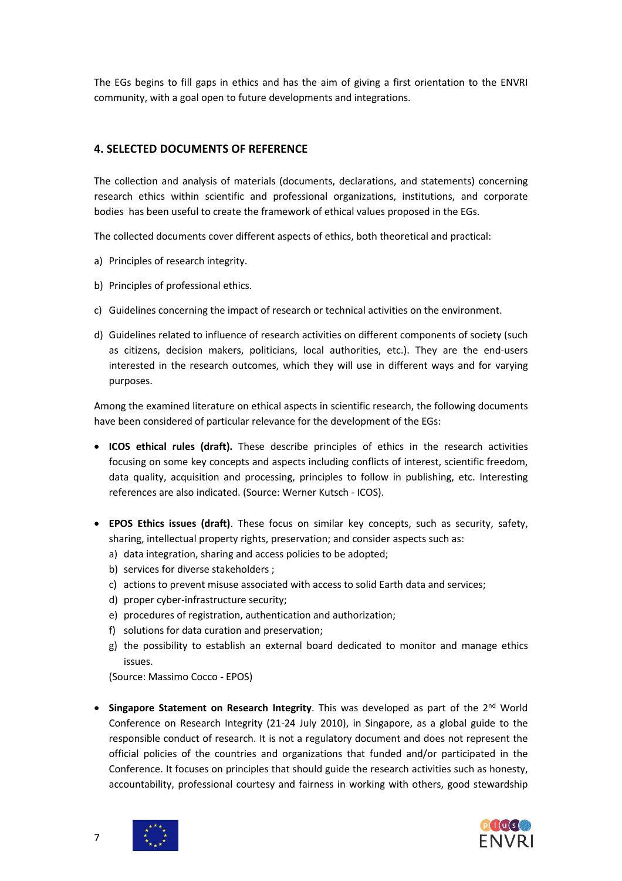The EGs begins to fill gaps in ethics and has the aim of giving a first orientation to the ENVRI community, with a goal open to future developments and integrations.

## 4. SELECTED DOCUMENTS OF REFERENCE

The collection and analysis of materials (documents, declarations, and statements) concerning research ethics within scientific and professional organizations, institutions, and corporate bodies has been useful to create the framework of ethical values proposed in the EGs.

The collected documents cover different aspects of ethics, both theoretical and practical:

a) Principles of research integrity.

b) Principles of professional ethics.

c) Guidelines concerning the impact of research or technical activities on the environment.

d) Guidelines related to influence of research activities on different components of society (such as citizens, decision makers, politicians, local authorities, etc.). They are the end-users interested in the research outcomes, which they will use in different ways and for varying purposes.

Among the examined literature on ethical aspects in scientific research, the following documents have been considered of particular relevance for the development of the EGs:

- **ICOS ethical rules (draft).** These describe principles of ethics in the research activities focusing on some key concepts and aspects including conflicts of interest, scientific freedom, data quality, acquisition and processing, principles to follow in publishing, etc. Interesting references are also indicated. (Source: Werner Kutsch - ICOS).

- **EPOS Ethics issues (draft)**. These focus on similar key concepts, such as security, safety, sharing, intellectual property rights, preservation; and consider aspects such as:
  a) data integration, sharing and access policies to be adopted;
  b) services for diverse stakeholders ;
  c) actions to prevent misuse associated with access to solid Earth data and services;
  d) proper cyber-infrastructure security;
  e) procedures of registration, authentication and authorization;
  f) solutions for data curation and preservation;
  g) the possibility to establish an external board dedicated to monitor and manage ethics issues.

  (Source: Massimo Cocco - EPOS)

- **Singapore Statement on Research Integrity**. This was developed as part of the 2nd World Conference on Research Integrity (21-24 July 2010), in Singapore, as a global guide to the responsible conduct of research. It is not a regulatory document and does not represent the official policies of the countries and organizations that funded and/or participated in the Conference. It focuses on principles that should guide the research activities such as honesty, accountability, professional courtesy and fairness in working with others, good stewardship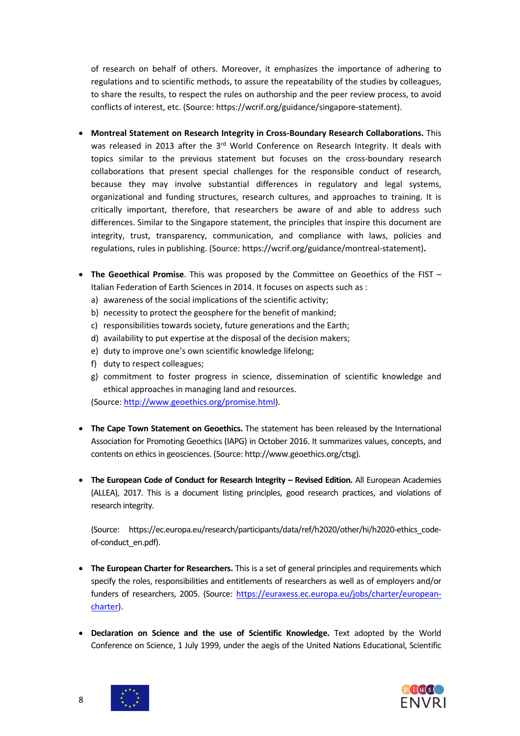of research on behalf of others. Moreover, it emphasizes the importance of adhering to regulations and to scientific methods, to assure the repeatability of the studies by colleagues, to share the results, to respect the rules on authorship and the peer review process, to avoid conflicts of interest, etc. (Source: https://wcrif.org/guidance/singapore-statement).

- **Montreal Statement on Research Integrity in Cross-Boundary Research Collaborations.** This was released in 2013 after the 3rd World Conference on Research Integrity. It deals with topics similar to the previous statement but focuses on the cross-boundary research collaborations that present special challenges for the responsible conduct of research, because they may involve substantial differences in regulatory and legal systems, organizational and funding structures, research cultures, and approaches to training. It is critically important, therefore, that researchers be aware of and able to address such differences. Similar to the Singapore statement, the principles that inspire this document are integrity, trust, transparency, communication, and compliance with laws, policies and regulations, rules in publishing. (Source: https://wcrif.org/guidance/montreal-statement)**.**

- **The Geoethical Promise**. This was proposed by the Committee on Geoethics of the FIST – Italian Federation of Earth Sciences in 2014. It focuses on aspects such as :
  a) awareness of the social implications of the scientific activity;
  b) necessity to protect the geosphere for the benefit of mankind;
  c) responsibilities towards society, future generations and the Earth;
  d) availability to put expertise at the disposal of the decision makers;
  e) duty to improve one's own scientific knowledge lifelong;
  f) duty to respect colleagues;
  g) commitment to foster progress in science, dissemination of scientific knowledge and ethical approaches in managing land and resources.

  (Source: http://www.geoethics.org/promise.html).

- **The Cape Town Statement on Geoethics.** The statement has been released by the International Association for Promoting Geoethics (IAPG) in October 2016. It summarizes values, concepts, and contents on ethics in geosciences. (Source: http://www.geoethics.org/ctsg).

- **The European Code of Conduct for Research Integrity – Revised Edition.** All European Academies (ALLEA), 2017. This is a document listing principles, good research practices, and violations of research integrity.

  (Source: https://ec.europa.eu/research/participants/data/ref/h2020/other/hi/h2020-ethics_code-of-conduct_en.pdf).

- **The European Charter for Researchers.** This is a set of general principles and requirements which specify the roles, responsibilities and entitlements of researchers as well as of employers and/or funders of researchers, 2005. (Source: https://euraxess.ec.europa.eu/jobs/charter/european-charter).

- **Declaration on Science and the use of Scientific Knowledge.** Text adopted by the World Conference on Science, 1 July 1999, under the aegis of the United Nations Educational, Scientific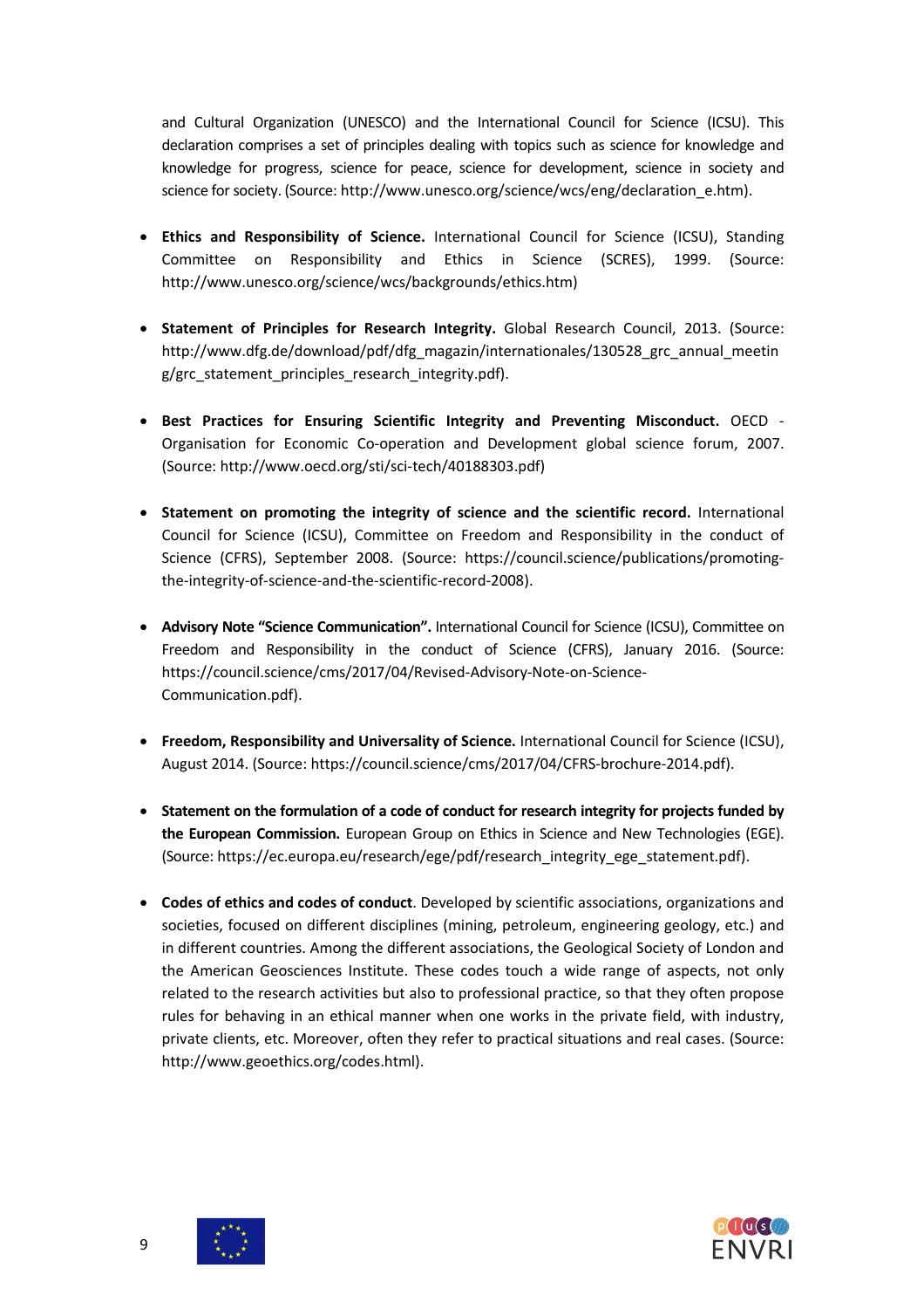and Cultural Organization (UNESCO) and the International Council for Science (ICSU). This declaration comprises a set of principles dealing with topics such as science for knowledge and knowledge for progress, science for peace, science for development, science in society and science for society. (Source: http://www.unesco.org/science/wcs/eng/declaration_e.htm).

- **Ethics and Responsibility of Science.** International Council for Science (ICSU), Standing Committee on Responsibility and Ethics in Science (SCRES), 1999. (Source: http://www.unesco.org/science/wcs/backgrounds/ethics.htm)

- **Statement of Principles for Research Integrity.** Global Research Council, 2013. (Source: http://www.dfg.de/download/pdf/dfg_magazin/internationales/130528_grc_annual_meeting/grc_statement_principles_research_integrity.pdf).

- **Best Practices for Ensuring Scientific Integrity and Preventing Misconduct.** OECD - Organisation for Economic Co-operation and Development global science forum, 2007. (Source: http://www.oecd.org/sti/sci-tech/40188303.pdf)

- **Statement on promoting the integrity of science and the scientific record.** International Council for Science (ICSU), Committee on Freedom and Responsibility in the conduct of Science (CFRS), September 2008. (Source: https://council.science/publications/promoting-the-integrity-of-science-and-the-scientific-record-2008).

- **Advisory Note "Science Communication".** International Council for Science (ICSU), Committee on Freedom and Responsibility in the conduct of Science (CFRS), January 2016. (Source: https://council.science/cms/2017/04/Revised-Advisory-Note-on-Science-Communication.pdf).

- **Freedom, Responsibility and Universality of Science.** International Council for Science (ICSU), August 2014. (Source: https://council.science/cms/2017/04/CFRS-brochure-2014.pdf).

- **Statement on the formulation of a code of conduct for research integrity for projects funded by the European Commission.** European Group on Ethics in Science and New Technologies (EGE). (Source: https://ec.europa.eu/research/ege/pdf/research_integrity_ege_statement.pdf).

- **Codes of ethics and codes of conduct**. Developed by scientific associations, organizations and societies, focused on different disciplines (mining, petroleum, engineering geology, etc.) and in different countries. Among the different associations, the Geological Society of London and the American Geosciences Institute. These codes touch a wide range of aspects, not only related to the research activities but also to professional practice, so that they often propose rules for behaving in an ethical manner when one works in the private field, with industry, private clients, etc. Moreover, often they refer to practical situations and real cases. (Source: http://www.geoethics.org/codes.html).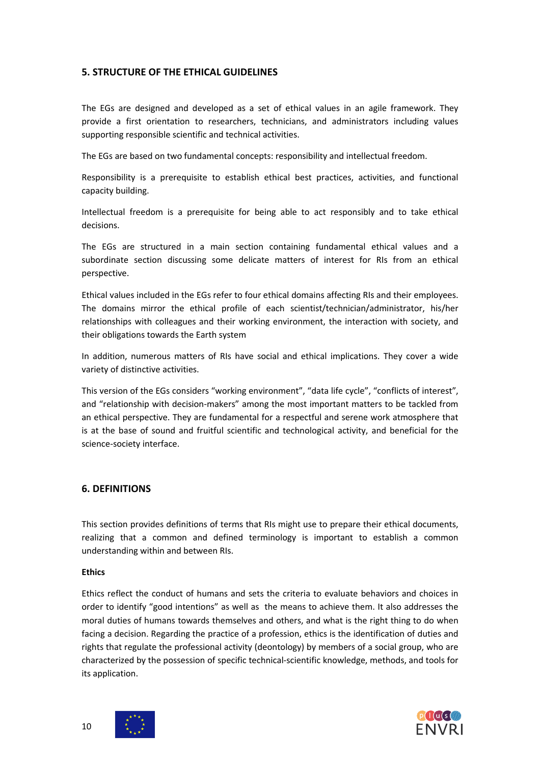## 5. STRUCTURE OF THE ETHICAL GUIDELINES

The EGs are designed and developed as a set of ethical values in an agile framework. They provide a first orientation to researchers, technicians, and administrators including values supporting responsible scientific and technical activities.

The EGs are based on two fundamental concepts: responsibility and intellectual freedom.

Responsibility is a prerequisite to establish ethical best practices, activities, and functional capacity building.

Intellectual freedom is a prerequisite for being able to act responsibly and to take ethical decisions.

The EGs are structured in a main section containing fundamental ethical values and a subordinate section discussing some delicate matters of interest for RIs from an ethical perspective.

Ethical values included in the EGs refer to four ethical domains affecting RIs and their employees. The domains mirror the ethical profile of each scientist/technician/administrator, his/her relationships with colleagues and their working environment, the interaction with society, and their obligations towards the Earth system

In addition, numerous matters of RIs have social and ethical implications. They cover a wide variety of distinctive activities.

This version of the EGs considers "working environment", "data life cycle", "conflicts of interest", and "relationship with decision-makers" among the most important matters to be tackled from an ethical perspective. They are fundamental for a respectful and serene work atmosphere that is at the base of sound and fruitful scientific and technological activity, and beneficial for the science-society interface.

## 6. DEFINITIONS

This section provides definitions of terms that RIs might use to prepare their ethical documents, realizing that a common and defined terminology is important to establish a common understanding within and between RIs.

**Ethics**

Ethics reflect the conduct of humans and sets the criteria to evaluate behaviors and choices in order to identify "good intentions" as well as the means to achieve them. It also addresses the moral duties of humans towards themselves and others, and what is the right thing to do when facing a decision. Regarding the practice of a profession, ethics is the identification of duties and rights that regulate the professional activity (deontology) by members of a social group, who are characterized by the possession of specific technical-scientific knowledge, methods, and tools for its application.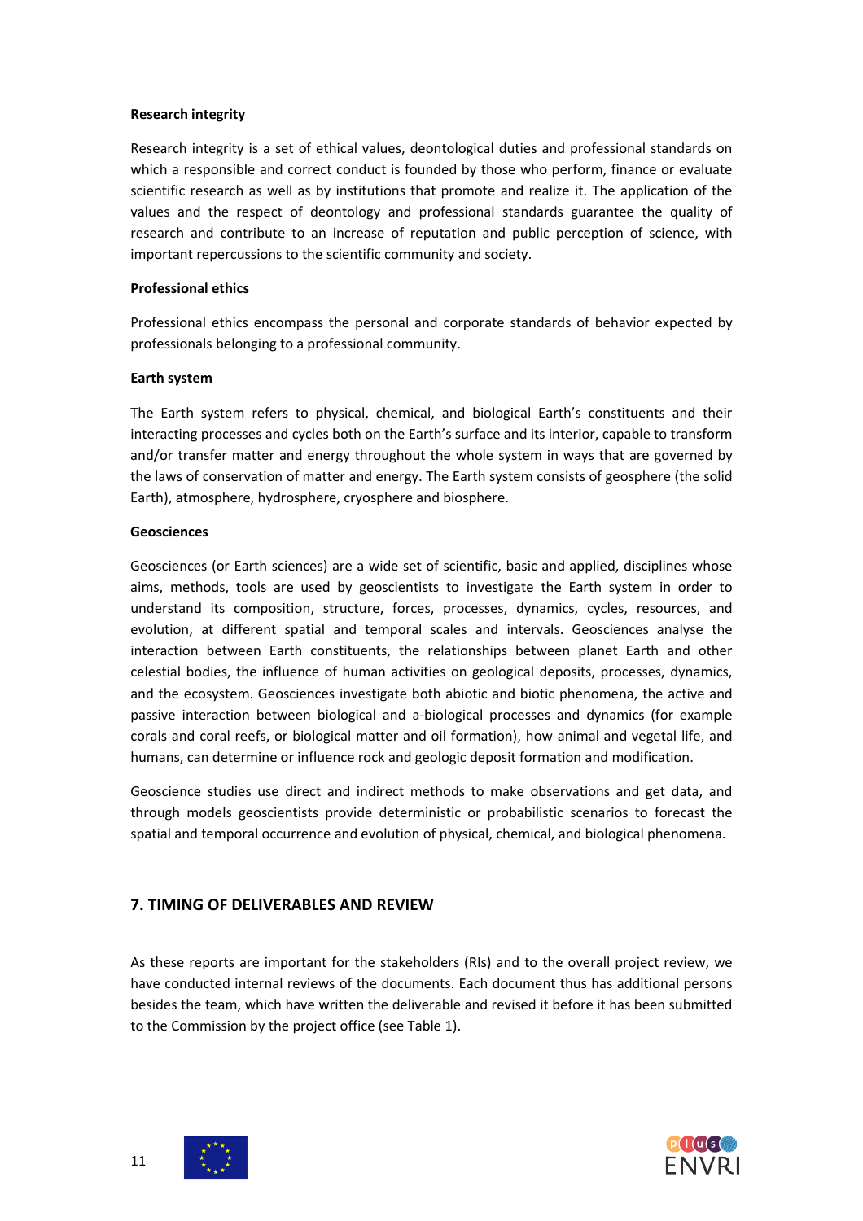**Research integrity**

Research integrity is a set of ethical values, deontological duties and professional standards on which a responsible and correct conduct is founded by those who perform, finance or evaluate scientific research as well as by institutions that promote and realize it. The application of the values and the respect of deontology and professional standards guarantee the quality of research and contribute to an increase of reputation and public perception of science, with important repercussions to the scientific community and society.

**Professional ethics**

Professional ethics encompass the personal and corporate standards of behavior expected by professionals belonging to a professional community.

**Earth system**

The Earth system refers to physical, chemical, and biological Earth's constituents and their interacting processes and cycles both on the Earth's surface and its interior, capable to transform and/or transfer matter and energy throughout the whole system in ways that are governed by the laws of conservation of matter and energy. The Earth system consists of geosphere (the solid Earth), atmosphere, hydrosphere, cryosphere and biosphere.

**Geosciences**

Geosciences (or Earth sciences) are a wide set of scientific, basic and applied, disciplines whose aims, methods, tools are used by geoscientists to investigate the Earth system in order to understand its composition, structure, forces, processes, dynamics, cycles, resources, and evolution, at different spatial and temporal scales and intervals. Geosciences analyse the interaction between Earth constituents, the relationships between planet Earth and other celestial bodies, the influence of human activities on geological deposits, processes, dynamics, and the ecosystem. Geosciences investigate both abiotic and biotic phenomena, the active and passive interaction between biological and a-biological processes and dynamics (for example corals and coral reefs, or biological matter and oil formation), how animal and vegetal life, and humans, can determine or influence rock and geologic deposit formation and modification.

Geoscience studies use direct and indirect methods to make observations and get data, and through models geoscientists provide deterministic or probabilistic scenarios to forecast the spatial and temporal occurrence and evolution of physical, chemical, and biological phenomena.

## 7. TIMING OF DELIVERABLES AND REVIEW

As these reports are important for the stakeholders (RIs) and to the overall project review, we have conducted internal reviews of the documents. Each document thus has additional persons besides the team, which have written the deliverable and revised it before it has been submitted to the Commission by the project office (see Table 1).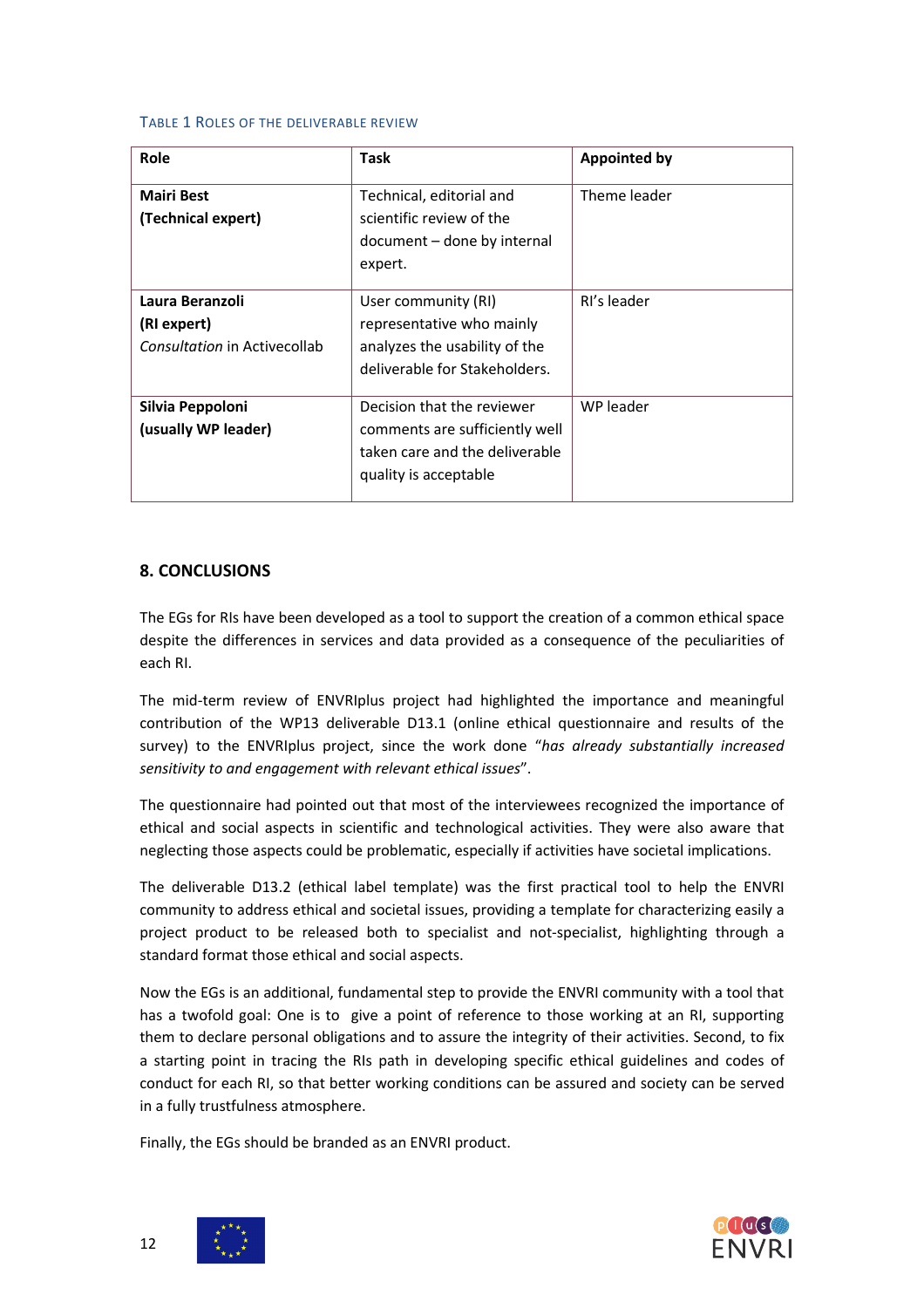Table 1 Roles of the deliverable review

| Role | Task | Appointed by |
|---|---|---|
| **Mairi Best** **(Technical expert)** | Technical, editorial and scientific review of the document – done by internal expert. | Theme leader |
| **Laura Beranzoli** **(RI expert)** *Consultation* in Activecollab | User community (RI) representative who mainly analyzes the usability of the deliverable for Stakeholders. | RI's leader |
| **Silvia Peppoloni** **(usually WP leader)** | Decision that the reviewer comments are sufficiently well taken care and the deliverable quality is acceptable | WP leader |

## 8. CONCLUSIONS

The EGs for RIs have been developed as a tool to support the creation of a common ethical space despite the differences in services and data provided as a consequence of the peculiarities of each RI.

The mid-term review of ENVRIplus project had highlighted the importance and meaningful contribution of the WP13 deliverable D13.1 (online ethical questionnaire and results of the survey) to the ENVRIplus project, since the work done "*has already substantially increased sensitivity to and engagement with relevant ethical issues*".

The questionnaire had pointed out that most of the interviewees recognized the importance of ethical and social aspects in scientific and technological activities. They were also aware that neglecting those aspects could be problematic, especially if activities have societal implications.

The deliverable D13.2 (ethical label template) was the first practical tool to help the ENVRI community to address ethical and societal issues, providing a template for characterizing easily a project product to be released both to specialist and not-specialist, highlighting through a standard format those ethical and social aspects.

Now the EGs is an additional, fundamental step to provide the ENVRI community with a tool that has a twofold goal: One is to give a point of reference to those working at an RI, supporting them to declare personal obligations and to assure the integrity of their activities. Second, to fix a starting point in tracing the RIs path in developing specific ethical guidelines and codes of conduct for each RI, so that better working conditions can be assured and society can be served in a fully trustfulness atmosphere.

Finally, the EGs should be branded as an ENVRI product.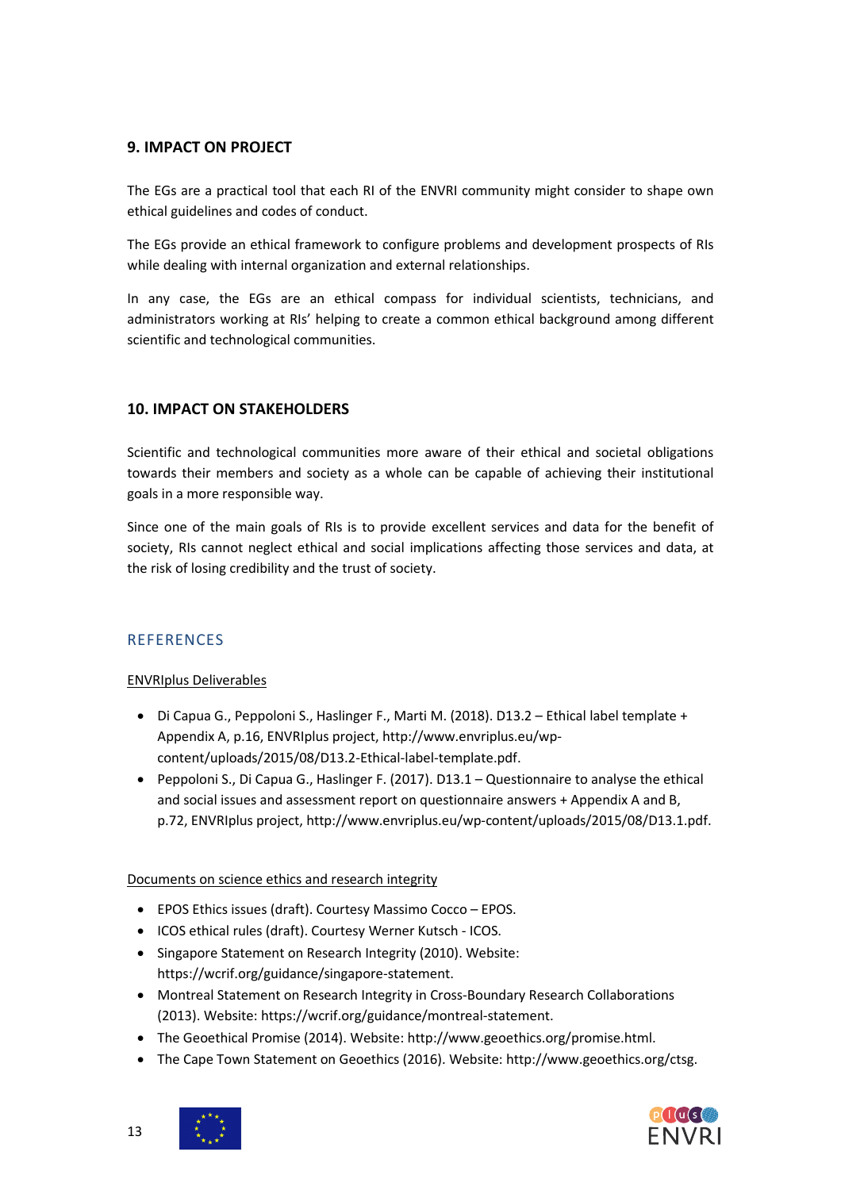## 9. IMPACT ON PROJECT

The EGs are a practical tool that each RI of the ENVRI community might consider to shape own ethical guidelines and codes of conduct.

The EGs provide an ethical framework to configure problems and development prospects of RIs while dealing with internal organization and external relationships.

In any case, the EGs are an ethical compass for individual scientists, technicians, and administrators working at RIs' helping to create a common ethical background among different scientific and technological communities.

## 10. IMPACT ON STAKEHOLDERS

Scientific and technological communities more aware of their ethical and societal obligations towards their members and society as a whole can be capable of achieving their institutional goals in a more responsible way.

Since one of the main goals of RIs is to provide excellent services and data for the benefit of society, RIs cannot neglect ethical and social implications affecting those services and data, at the risk of losing credibility and the trust of society.

## REFERENCES

ENVRIplus Deliverables

- Di Capua G., Peppoloni S., Haslinger F., Marti M. (2018). D13.2 – Ethical label template + Appendix A, p.16, ENVRIplus project, http://www.envriplus.eu/wp-content/uploads/2015/08/D13.2-Ethical-label-template.pdf.
- Peppoloni S., Di Capua G., Haslinger F. (2017). D13.1 – Questionnaire to analyse the ethical and social issues and assessment report on questionnaire answers + Appendix A and B, p.72, ENVRIplus project, http://www.envriplus.eu/wp-content/uploads/2015/08/D13.1.pdf.

Documents on science ethics and research integrity

- EPOS Ethics issues (draft). Courtesy Massimo Cocco – EPOS.
- ICOS ethical rules (draft). Courtesy Werner Kutsch - ICOS.
- Singapore Statement on Research Integrity (2010). Website: https://wcrif.org/guidance/singapore-statement.
- Montreal Statement on Research Integrity in Cross-Boundary Research Collaborations (2013). Website: https://wcrif.org/guidance/montreal-statement.
- The Geoethical Promise (2014). Website: http://www.geoethics.org/promise.html.
- The Cape Town Statement on Geoethics (2016). Website: http://www.geoethics.org/ctsg.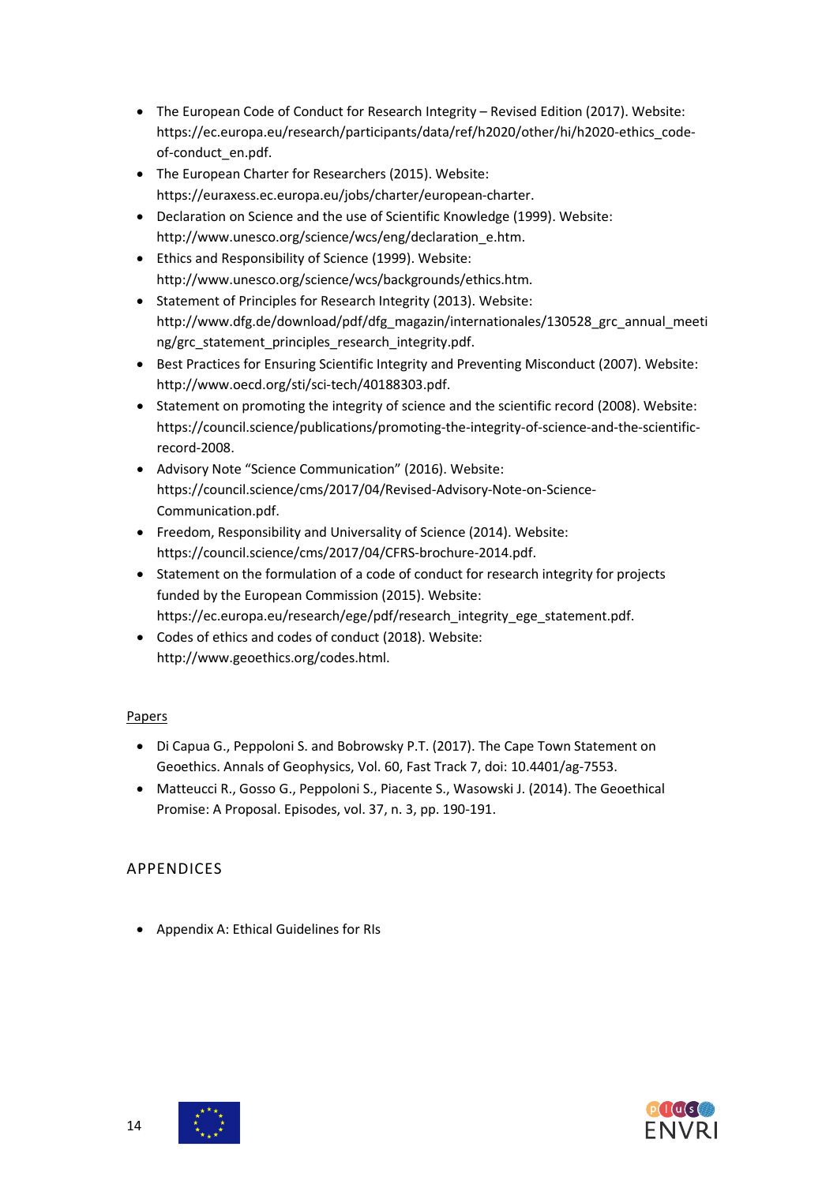- The European Code of Conduct for Research Integrity – Revised Edition (2017). Website: https://ec.europa.eu/research/participants/data/ref/h2020/other/hi/h2020-ethics_code-of-conduct_en.pdf.
- The European Charter for Researchers (2015). Website: https://euraxess.ec.europa.eu/jobs/charter/european-charter.
- Declaration on Science and the use of Scientific Knowledge (1999). Website: http://www.unesco.org/science/wcs/eng/declaration_e.htm.
- Ethics and Responsibility of Science (1999). Website: http://www.unesco.org/science/wcs/backgrounds/ethics.htm.
- Statement of Principles for Research Integrity (2013). Website: http://www.dfg.de/download/pdf/dfg_magazin/internationales/130528_grc_annual_meeting/grc_statement_principles_research_integrity.pdf.
- Best Practices for Ensuring Scientific Integrity and Preventing Misconduct (2007). Website: http://www.oecd.org/sti/sci-tech/40188303.pdf.
- Statement on promoting the integrity of science and the scientific record (2008). Website: https://council.science/publications/promoting-the-integrity-of-science-and-the-scientific-record-2008.
- Advisory Note "Science Communication" (2016). Website: https://council.science/cms/2017/04/Revised-Advisory-Note-on-Science-Communication.pdf.
- Freedom, Responsibility and Universality of Science (2014). Website: https://council.science/cms/2017/04/CFRS-brochure-2014.pdf.
- Statement on the formulation of a code of conduct for research integrity for projects funded by the European Commission (2015). Website: https://ec.europa.eu/research/ege/pdf/research_integrity_ege_statement.pdf.
- Codes of ethics and codes of conduct (2018). Website: http://www.geoethics.org/codes.html.

Papers

- Di Capua G., Peppoloni S. and Bobrowsky P.T. (2017). The Cape Town Statement on Geoethics. Annals of Geophysics, Vol. 60, Fast Track 7, doi: 10.4401/ag-7553.
- Matteucci R., Gosso G., Peppoloni S., Piacente S., Wasowski J. (2014). The Geoethical Promise: A Proposal. Episodes, vol. 37, n. 3, pp. 190-191.

# APPENDICES

- Appendix A: Ethical Guidelines for RIs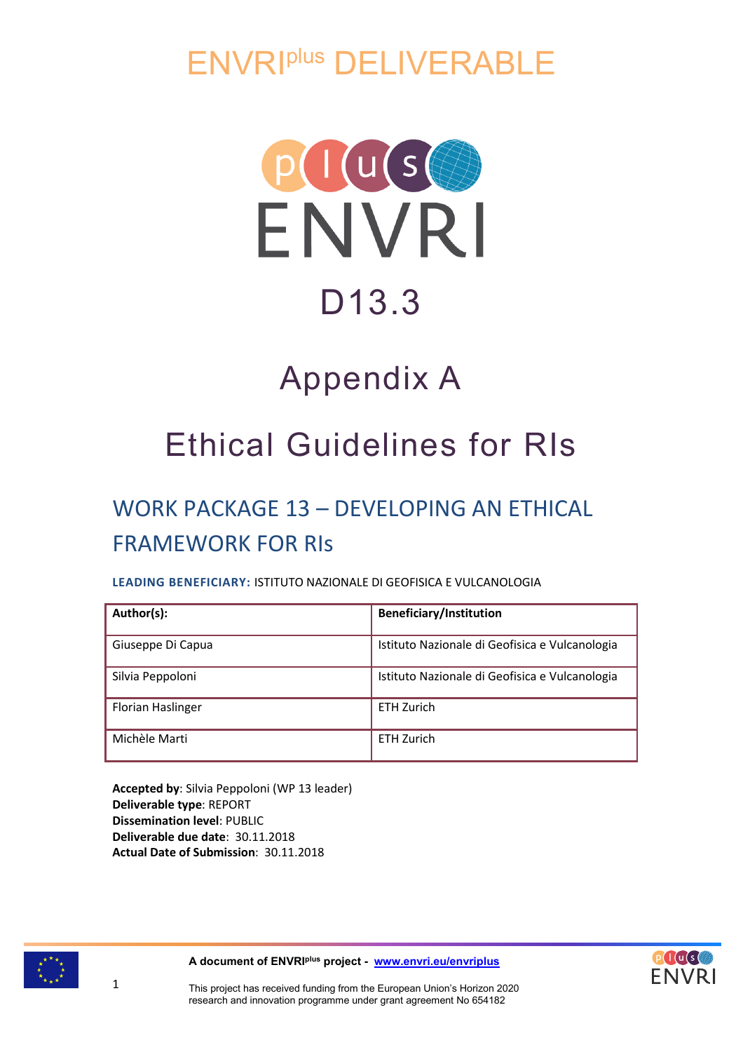# ENVRI[plus] DELIVERABLE

# D13.3

# Appendix A

# Ethical Guidelines for RIs

## WORK PACKAGE 13 – DEVELOPING AN ETHICAL FRAMEWORK FOR RIs

**LEADING BENEFICIARY:** ISTITUTO NAZIONALE DI GEOFISICA E VULCANOLOGIA

| Author(s): | Beneficiary/Institution |
|---|---|
| Giuseppe Di Capua | Istituto Nazionale di Geofisica e Vulcanologia |
| Silvia Peppoloni | Istituto Nazionale di Geofisica e Vulcanologia |
| Florian Haslinger | ETH Zurich |
| Michèle Marti | ETH Zurich |

**Accepted by**: Silvia Peppoloni (WP 13 leader)
**Deliverable type**: REPORT
**Dissemination level**: PUBLIC
**Deliverable due date**: 30.11.2018
**Actual Date of Submission**: 30.11.2018

**A document of ENVRI[plus] project -** www.envri.eu/envriplus

This project has received funding from the European Union's Horizon 2020 research and innovation programme under grant agreement No 654182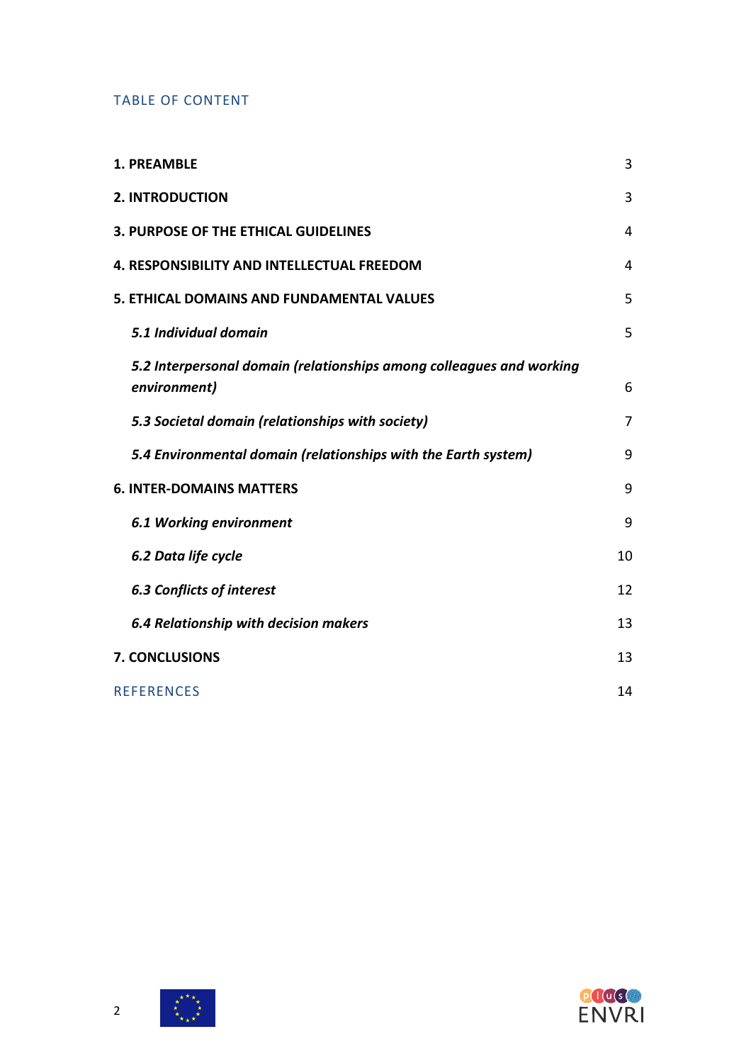## TABLE OF CONTENT

| | |
|---|---|
| **1. PREAMBLE** | 3 |
| **2. INTRODUCTION** | 3 |
| **3. PURPOSE OF THE ETHICAL GUIDELINES** | 4 |
| **4. RESPONSIBILITY AND INTELLECTUAL FREEDOM** | 4 |
| **5. ETHICAL DOMAINS AND FUNDAMENTAL VALUES** | 5 |
| ***5.1 Individual domain*** | 5 |
| ***5.2 Interpersonal domain (relationships among colleagues and working environment)*** | 6 |
| ***5.3 Societal domain (relationships with society)*** | 7 |
| ***5.4 Environmental domain (relationships with the Earth system)*** | 9 |
| **6. INTER-DOMAINS MATTERS** | 9 |
| ***6.1 Working environment*** | 9 |
| ***6.2 Data life cycle*** | 10 |
| ***6.3 Conflicts of interest*** | 12 |
| ***6.4 Relationship with decision makers*** | 13 |
| **7. CONCLUSIONS** | 13 |
| REFERENCES | 14 |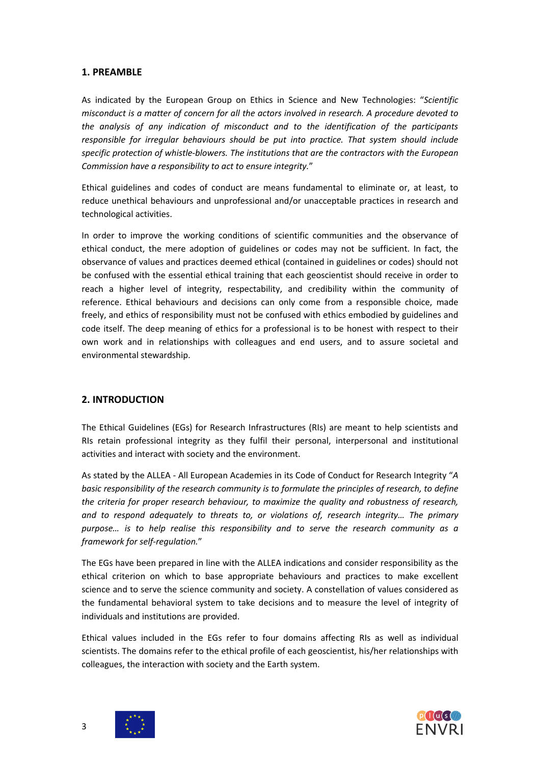## 1. PREAMBLE

As indicated by the European Group on Ethics in Science and New Technologies: "*Scientific misconduct is a matter of concern for all the actors involved in research. A procedure devoted to the analysis of any indication of misconduct and to the identification of the participants responsible for irregular behaviours should be put into practice. That system should include specific protection of whistle-blowers. The institutions that are the contractors with the European Commission have a responsibility to act to ensure integrity.*"

Ethical guidelines and codes of conduct are means fundamental to eliminate or, at least, to reduce unethical behaviours and unprofessional and/or unacceptable practices in research and technological activities.

In order to improve the working conditions of scientific communities and the observance of ethical conduct, the mere adoption of guidelines or codes may not be sufficient. In fact, the observance of values and practices deemed ethical (contained in guidelines or codes) should not be confused with the essential ethical training that each geoscientist should receive in order to reach a higher level of integrity, respectability, and credibility within the community of reference. Ethical behaviours and decisions can only come from a responsible choice, made freely, and ethics of responsibility must not be confused with ethics embodied by guidelines and code itself. The deep meaning of ethics for a professional is to be honest with respect to their own work and in relationships with colleagues and end users, and to assure societal and environmental stewardship.

## 2. INTRODUCTION

The Ethical Guidelines (EGs) for Research Infrastructures (RIs) are meant to help scientists and RIs retain professional integrity as they fulfil their personal, interpersonal and institutional activities and interact with society and the environment.

As stated by the ALLEA - All European Academies in its Code of Conduct for Research Integrity "*A basic responsibility of the research community is to formulate the principles of research, to define the criteria for proper research behaviour, to maximize the quality and robustness of research, and to respond adequately to threats to, or violations of, research integrity… The primary purpose… is to help realise this responsibility and to serve the research community as a framework for self-regulation.*"

The EGs have been prepared in line with the ALLEA indications and consider responsibility as the ethical criterion on which to base appropriate behaviours and practices to make excellent science and to serve the science community and society. A constellation of values considered as the fundamental behavioral system to take decisions and to measure the level of integrity of individuals and institutions are provided.

Ethical values included in the EGs refer to four domains affecting RIs as well as individual scientists. The domains refer to the ethical profile of each geoscientist, his/her relationships with colleagues, the interaction with society and the Earth system.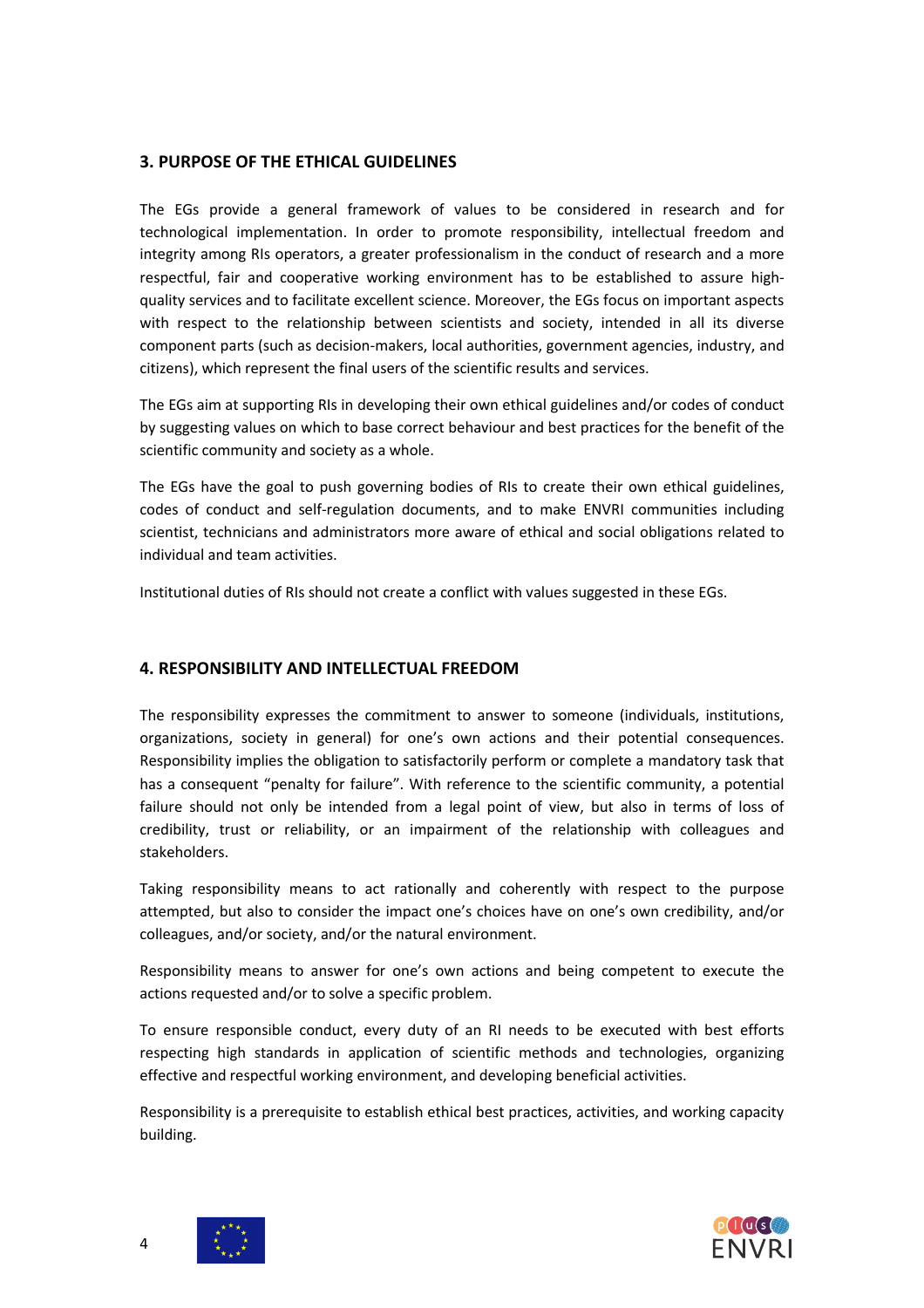## 3. PURPOSE OF THE ETHICAL GUIDELINES

The EGs provide a general framework of values to be considered in research and for technological implementation. In order to promote responsibility, intellectual freedom and integrity among RIs operators, a greater professionalism in the conduct of research and a more respectful, fair and cooperative working environment has to be established to assure high-quality services and to facilitate excellent science. Moreover, the EGs focus on important aspects with respect to the relationship between scientists and society, intended in all its diverse component parts (such as decision-makers, local authorities, government agencies, industry, and citizens), which represent the final users of the scientific results and services.

The EGs aim at supporting RIs in developing their own ethical guidelines and/or codes of conduct by suggesting values on which to base correct behaviour and best practices for the benefit of the scientific community and society as a whole.

The EGs have the goal to push governing bodies of RIs to create their own ethical guidelines, codes of conduct and self-regulation documents, and to make ENVRI communities including scientist, technicians and administrators more aware of ethical and social obligations related to individual and team activities.

Institutional duties of RIs should not create a conflict with values suggested in these EGs.

## 4. RESPONSIBILITY AND INTELLECTUAL FREEDOM

The responsibility expresses the commitment to answer to someone (individuals, institutions, organizations, society in general) for one's own actions and their potential consequences. Responsibility implies the obligation to satisfactorily perform or complete a mandatory task that has a consequent "penalty for failure". With reference to the scientific community, a potential failure should not only be intended from a legal point of view, but also in terms of loss of credibility, trust or reliability, or an impairment of the relationship with colleagues and stakeholders.

Taking responsibility means to act rationally and coherently with respect to the purpose attempted, but also to consider the impact one's choices have on one's own credibility, and/or colleagues, and/or society, and/or the natural environment.

Responsibility means to answer for one's own actions and being competent to execute the actions requested and/or to solve a specific problem.

To ensure responsible conduct, every duty of an RI needs to be executed with best efforts respecting high standards in application of scientific methods and technologies, organizing effective and respectful working environment, and developing beneficial activities.

Responsibility is a prerequisite to establish ethical best practices, activities, and working capacity building.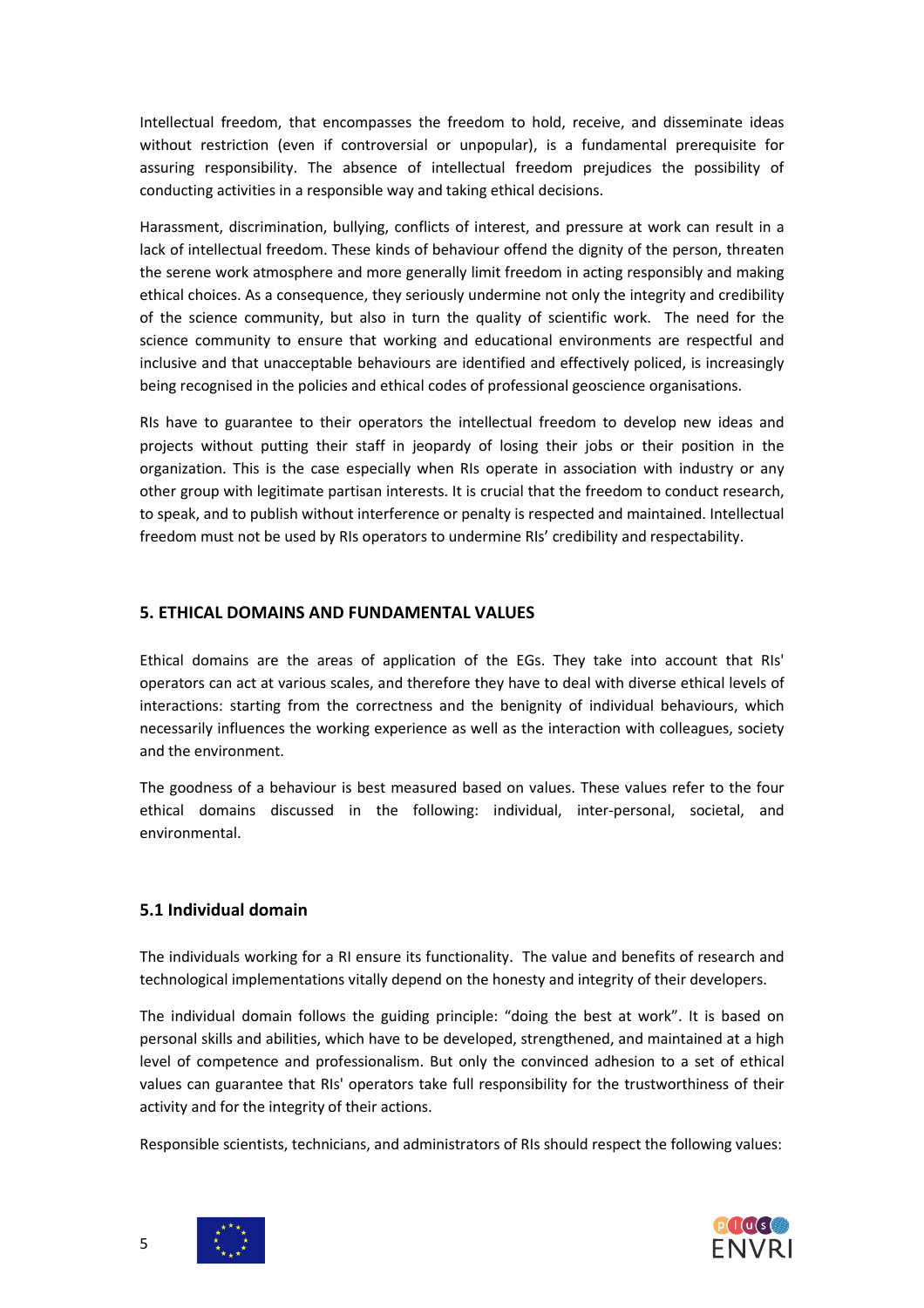Intellectual freedom, that encompasses the freedom to hold, receive, and disseminate ideas without restriction (even if controversial or unpopular), is a fundamental prerequisite for assuring responsibility. The absence of intellectual freedom prejudices the possibility of conducting activities in a responsible way and taking ethical decisions.

Harassment, discrimination, bullying, conflicts of interest, and pressure at work can result in a lack of intellectual freedom. These kinds of behaviour offend the dignity of the person, threaten the serene work atmosphere and more generally limit freedom in acting responsibly and making ethical choices. As a consequence, they seriously undermine not only the integrity and credibility of the science community, but also in turn the quality of scientific work. The need for the science community to ensure that working and educational environments are respectful and inclusive and that unacceptable behaviours are identified and effectively policed, is increasingly being recognised in the policies and ethical codes of professional geoscience organisations.

RIs have to guarantee to their operators the intellectual freedom to develop new ideas and projects without putting their staff in jeopardy of losing their jobs or their position in the organization. This is the case especially when RIs operate in association with industry or any other group with legitimate partisan interests. It is crucial that the freedom to conduct research, to speak, and to publish without interference or penalty is respected and maintained. Intellectual freedom must not be used by RIs operators to undermine RIs' credibility and respectability.

## 5. ETHICAL DOMAINS AND FUNDAMENTAL VALUES

Ethical domains are the areas of application of the EGs. They take into account that RIs' operators can act at various scales, and therefore they have to deal with diverse ethical levels of interactions: starting from the correctness and the benignity of individual behaviours, which necessarily influences the working experience as well as the interaction with colleagues, society and the environment.

The goodness of a behaviour is best measured based on values. These values refer to the four ethical domains discussed in the following: individual, inter-personal, societal, and environmental.

### 5.1 Individual domain

The individuals working for a RI ensure its functionality. The value and benefits of research and technological implementations vitally depend on the honesty and integrity of their developers.

The individual domain follows the guiding principle: "doing the best at work". It is based on personal skills and abilities, which have to be developed, strengthened, and maintained at a high level of competence and professionalism. But only the convinced adhesion to a set of ethical values can guarantee that RIs' operators take full responsibility for the trustworthiness of their activity and for the integrity of their actions.

Responsible scientists, technicians, and administrators of RIs should respect the following values: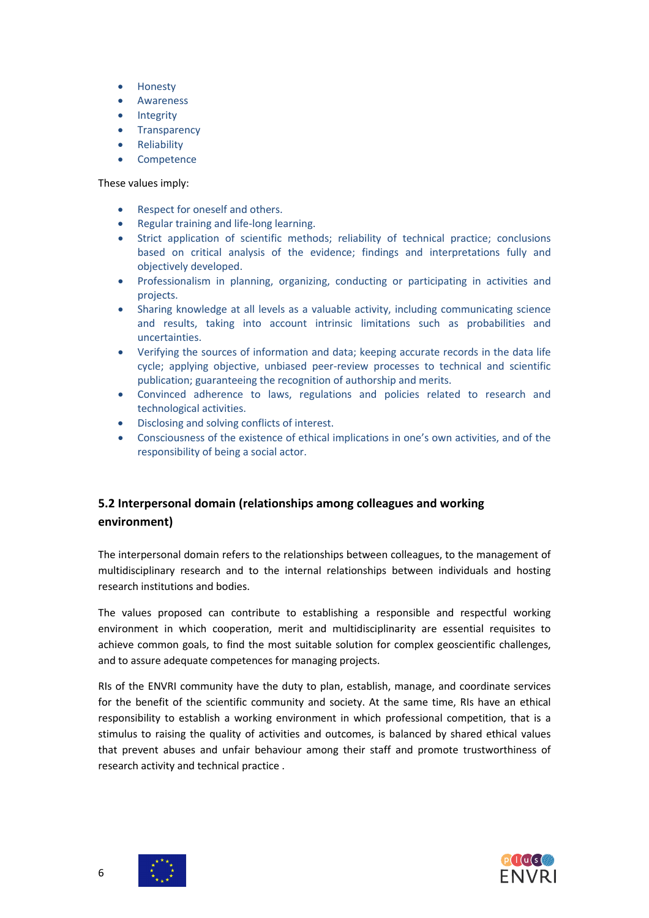- Honesty
- Awareness
- Integrity
- Transparency
- Reliability
- Competence

These values imply:

- Respect for oneself and others.
- Regular training and life-long learning.
- Strict application of scientific methods; reliability of technical practice; conclusions based on critical analysis of the evidence; findings and interpretations fully and objectively developed.
- Professionalism in planning, organizing, conducting or participating in activities and projects.
- Sharing knowledge at all levels as a valuable activity, including communicating science and results, taking into account intrinsic limitations such as probabilities and uncertainties.
- Verifying the sources of information and data; keeping accurate records in the data life cycle; applying objective, unbiased peer-review processes to technical and scientific publication; guaranteeing the recognition of authorship and merits.
- Convinced adherence to laws, regulations and policies related to research and technological activities.
- Disclosing and solving conflicts of interest.
- Consciousness of the existence of ethical implications in one's own activities, and of the responsibility of being a social actor.

## 5.2 Interpersonal domain (relationships among colleagues and working environment)

The interpersonal domain refers to the relationships between colleagues, to the management of multidisciplinary research and to the internal relationships between individuals and hosting research institutions and bodies.

The values proposed can contribute to establishing a responsible and respectful working environment in which cooperation, merit and multidisciplinarity are essential requisites to achieve common goals, to find the most suitable solution for complex geoscientific challenges, and to assure adequate competences for managing projects.

RIs of the ENVRI community have the duty to plan, establish, manage, and coordinate services for the benefit of the scientific community and society. At the same time, RIs have an ethical responsibility to establish a working environment in which professional competition, that is a stimulus to raising the quality of activities and outcomes, is balanced by shared ethical values that prevent abuses and unfair behaviour among their staff and promote trustworthiness of research activity and technical practice .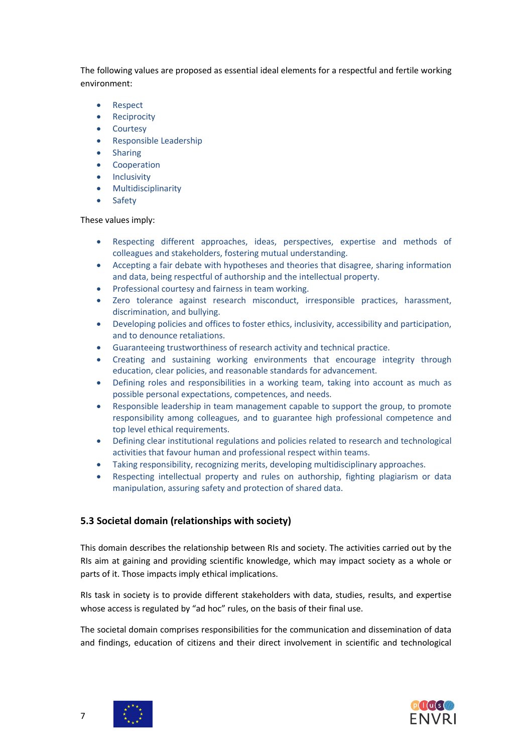The following values are proposed as essential ideal elements for a respectful and fertile working environment:

- Respect
- Reciprocity
- Courtesy
- Responsible Leadership
- Sharing
- Cooperation
- Inclusivity
- Multidisciplinarity
- Safety

These values imply:

- Respecting different approaches, ideas, perspectives, expertise and methods of colleagues and stakeholders, fostering mutual understanding.
- Accepting a fair debate with hypotheses and theories that disagree, sharing information and data, being respectful of authorship and the intellectual property.
- Professional courtesy and fairness in team working.
- Zero tolerance against research misconduct, irresponsible practices, harassment, discrimination, and bullying.
- Developing policies and offices to foster ethics, inclusivity, accessibility and participation, and to denounce retaliations.
- Guaranteeing trustworthiness of research activity and technical practice.
- Creating and sustaining working environments that encourage integrity through education, clear policies, and reasonable standards for advancement.
- Defining roles and responsibilities in a working team, taking into account as much as possible personal expectations, competences, and needs.
- Responsible leadership in team management capable to support the group, to promote responsibility among colleagues, and to guarantee high professional competence and top level ethical requirements.
- Defining clear institutional regulations and policies related to research and technological activities that favour human and professional respect within teams.
- Taking responsibility, recognizing merits, developing multidisciplinary approaches.
- Respecting intellectual property and rules on authorship, fighting plagiarism or data manipulation, assuring safety and protection of shared data.

### 5.3 Societal domain (relationships with society)

This domain describes the relationship between RIs and society. The activities carried out by the RIs aim at gaining and providing scientific knowledge, which may impact society as a whole or parts of it. Those impacts imply ethical implications.

RIs task in society is to provide different stakeholders with data, studies, results, and expertise whose access is regulated by "ad hoc" rules, on the basis of their final use.

The societal domain comprises responsibilities for the communication and dissemination of data and findings, education of citizens and their direct involvement in scientific and technological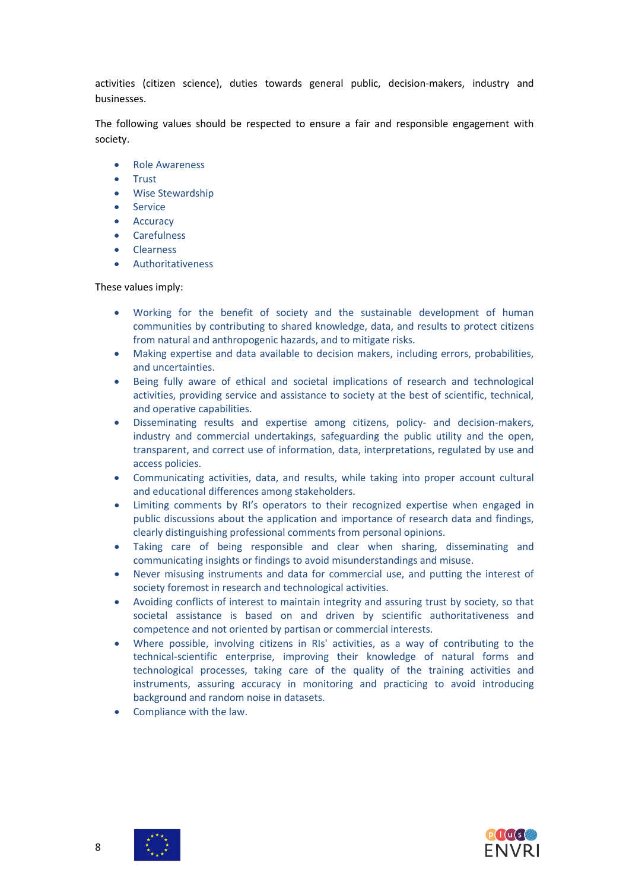activities (citizen science), duties towards general public, decision-makers, industry and businesses.

The following values should be respected to ensure a fair and responsible engagement with society.

- Role Awareness
- Trust
- Wise Stewardship
- Service
- Accuracy
- Carefulness
- Clearness
- Authoritativeness

These values imply:

- Working for the benefit of society and the sustainable development of human communities by contributing to shared knowledge, data, and results to protect citizens from natural and anthropogenic hazards, and to mitigate risks.
- Making expertise and data available to decision makers, including errors, probabilities, and uncertainties.
- Being fully aware of ethical and societal implications of research and technological activities, providing service and assistance to society at the best of scientific, technical, and operative capabilities.
- Disseminating results and expertise among citizens, policy- and decision-makers, industry and commercial undertakings, safeguarding the public utility and the open, transparent, and correct use of information, data, interpretations, regulated by use and access policies.
- Communicating activities, data, and results, while taking into proper account cultural and educational differences among stakeholders.
- Limiting comments by RI's operators to their recognized expertise when engaged in public discussions about the application and importance of research data and findings, clearly distinguishing professional comments from personal opinions.
- Taking care of being responsible and clear when sharing, disseminating and communicating insights or findings to avoid misunderstandings and misuse.
- Never misusing instruments and data for commercial use, and putting the interest of society foremost in research and technological activities.
- Avoiding conflicts of interest to maintain integrity and assuring trust by society, so that societal assistance is based on and driven by scientific authoritativeness and competence and not oriented by partisan or commercial interests.
- Where possible, involving citizens in RIs' activities, as a way of contributing to the technical-scientific enterprise, improving their knowledge of natural forms and technological processes, taking care of the quality of the training activities and instruments, assuring accuracy in monitoring and practicing to avoid introducing background and random noise in datasets.
- Compliance with the law.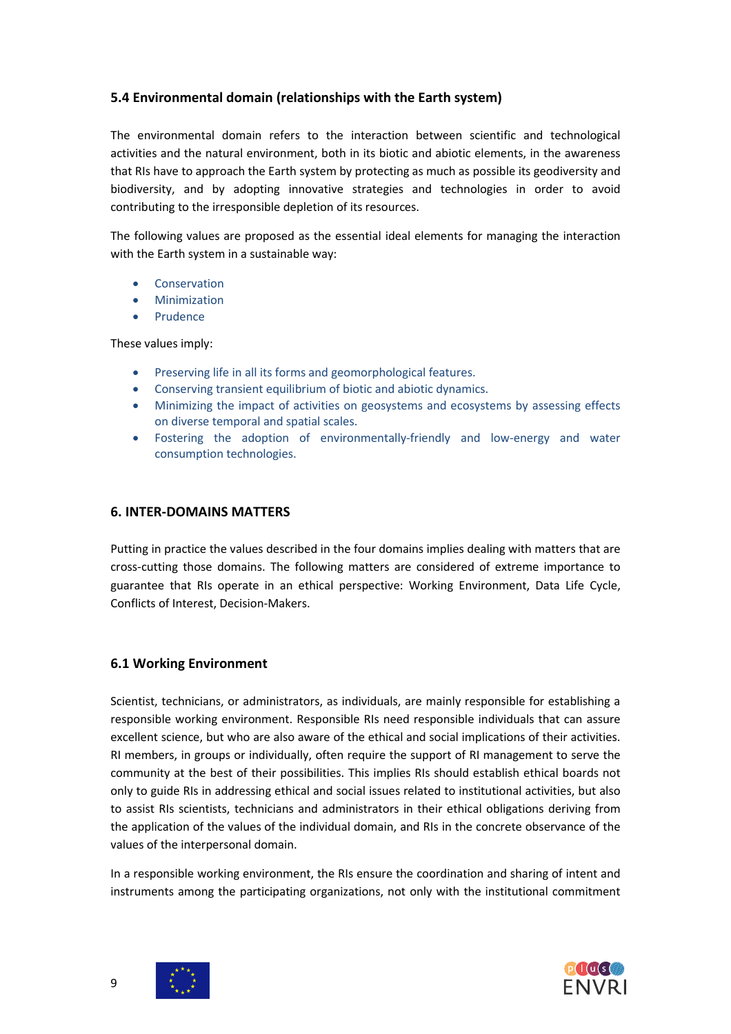### 5.4 Environmental domain (relationships with the Earth system)

The environmental domain refers to the interaction between scientific and technological activities and the natural environment, both in its biotic and abiotic elements, in the awareness that RIs have to approach the Earth system by protecting as much as possible its geodiversity and biodiversity, and by adopting innovative strategies and technologies in order to avoid contributing to the irresponsible depletion of its resources.

The following values are proposed as the essential ideal elements for managing the interaction with the Earth system in a sustainable way:

- Conservation
- Minimization
- Prudence

These values imply:

- Preserving life in all its forms and geomorphological features.
- Conserving transient equilibrium of biotic and abiotic dynamics.
- Minimizing the impact of activities on geosystems and ecosystems by assessing effects on diverse temporal and spatial scales.
- Fostering the adoption of environmentally-friendly and low-energy and water consumption technologies.

## 6. INTER-DOMAINS MATTERS

Putting in practice the values described in the four domains implies dealing with matters that are cross-cutting those domains. The following matters are considered of extreme importance to guarantee that RIs operate in an ethical perspective: Working Environment, Data Life Cycle, Conflicts of Interest, Decision-Makers.

### 6.1 Working Environment

Scientist, technicians, or administrators, as individuals, are mainly responsible for establishing a responsible working environment. Responsible RIs need responsible individuals that can assure excellent science, but who are also aware of the ethical and social implications of their activities. RI members, in groups or individually, often require the support of RI management to serve the community at the best of their possibilities. This implies RIs should establish ethical boards not only to guide RIs in addressing ethical and social issues related to institutional activities, but also to assist RIs scientists, technicians and administrators in their ethical obligations deriving from the application of the values of the individual domain, and RIs in the concrete observance of the values of the interpersonal domain.

In a responsible working environment, the RIs ensure the coordination and sharing of intent and instruments among the participating organizations, not only with the institutional commitment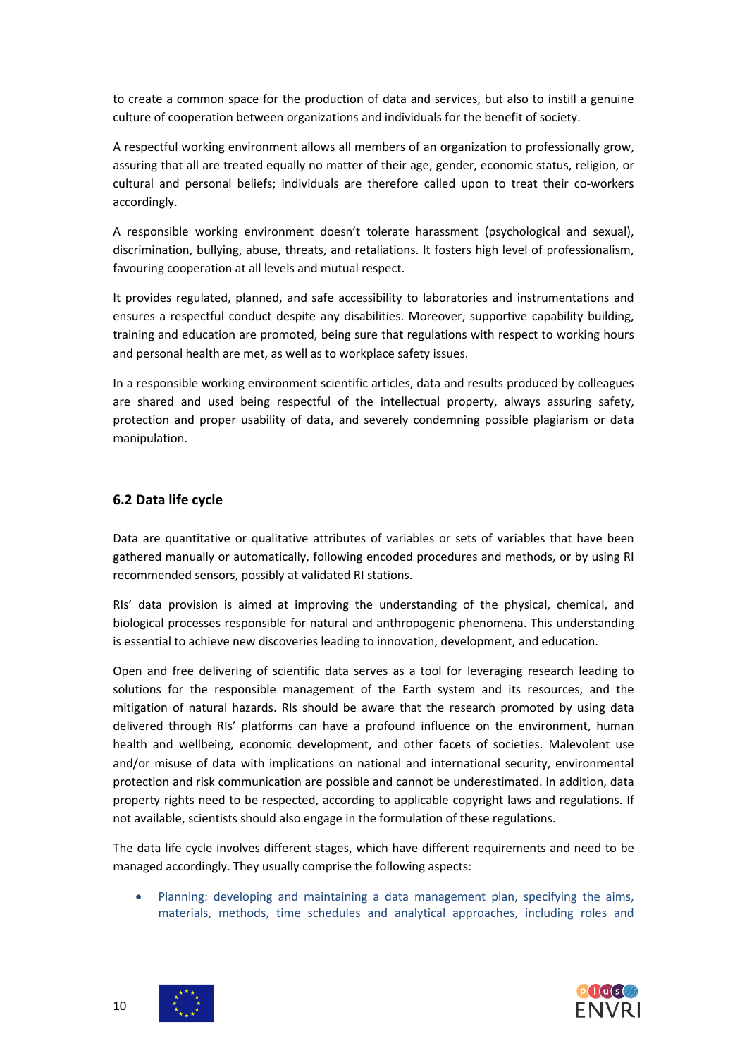to create a common space for the production of data and services, but also to instill a genuine culture of cooperation between organizations and individuals for the benefit of society.

A respectful working environment allows all members of an organization to professionally grow, assuring that all are treated equally no matter of their age, gender, economic status, religion, or cultural and personal beliefs; individuals are therefore called upon to treat their co-workers accordingly.

A responsible working environment doesn't tolerate harassment (psychological and sexual), discrimination, bullying, abuse, threats, and retaliations. It fosters high level of professionalism, favouring cooperation at all levels and mutual respect.

It provides regulated, planned, and safe accessibility to laboratories and instrumentations and ensures a respectful conduct despite any disabilities. Moreover, supportive capability building, training and education are promoted, being sure that regulations with respect to working hours and personal health are met, as well as to workplace safety issues.

In a responsible working environment scientific articles, data and results produced by colleagues are shared and used being respectful of the intellectual property, always assuring safety, protection and proper usability of data, and severely condemning possible plagiarism or data manipulation.

### 6.2 Data life cycle

Data are quantitative or qualitative attributes of variables or sets of variables that have been gathered manually or automatically, following encoded procedures and methods, or by using RI recommended sensors, possibly at validated RI stations.

RIs' data provision is aimed at improving the understanding of the physical, chemical, and biological processes responsible for natural and anthropogenic phenomena. This understanding is essential to achieve new discoveries leading to innovation, development, and education.

Open and free delivering of scientific data serves as a tool for leveraging research leading to solutions for the responsible management of the Earth system and its resources, and the mitigation of natural hazards. RIs should be aware that the research promoted by using data delivered through RIs' platforms can have a profound influence on the environment, human health and wellbeing, economic development, and other facets of societies. Malevolent use and/or misuse of data with implications on national and international security, environmental protection and risk communication are possible and cannot be underestimated. In addition, data property rights need to be respected, according to applicable copyright laws and regulations. If not available, scientists should also engage in the formulation of these regulations.

The data life cycle involves different stages, which have different requirements and need to be managed accordingly. They usually comprise the following aspects:

- Planning: developing and maintaining a data management plan, specifying the aims, materials, methods, time schedules and analytical approaches, including roles and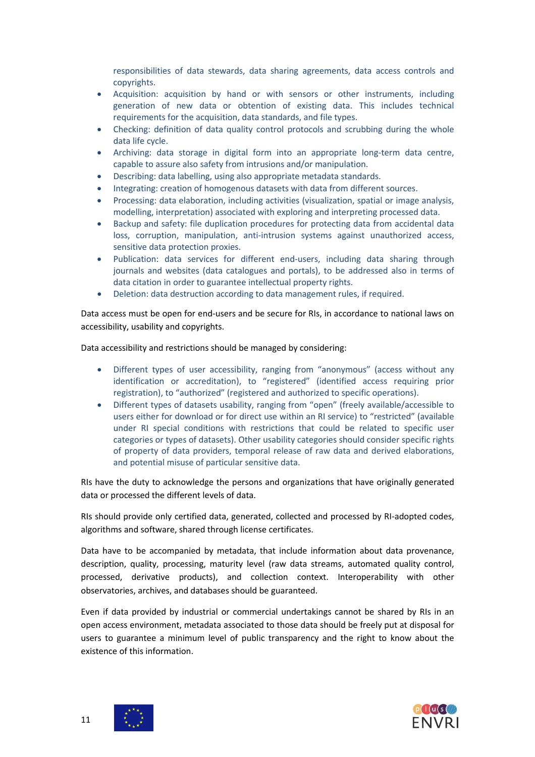responsibilities of data stewards, data sharing agreements, data access controls and copyrights.

- Acquisition: acquisition by hand or with sensors or other instruments, including generation of new data or obtention of existing data. This includes technical requirements for the acquisition, data standards, and file types.
- Checking: definition of data quality control protocols and scrubbing during the whole data life cycle.
- Archiving: data storage in digital form into an appropriate long-term data centre, capable to assure also safety from intrusions and/or manipulation.
- Describing: data labelling, using also appropriate metadata standards.
- Integrating: creation of homogenous datasets with data from different sources.
- Processing: data elaboration, including activities (visualization, spatial or image analysis, modelling, interpretation) associated with exploring and interpreting processed data.
- Backup and safety: file duplication procedures for protecting data from accidental data loss, corruption, manipulation, anti-intrusion systems against unauthorized access, sensitive data protection proxies.
- Publication: data services for different end-users, including data sharing through journals and websites (data catalogues and portals), to be addressed also in terms of data citation in order to guarantee intellectual property rights.
- Deletion: data destruction according to data management rules, if required.

Data access must be open for end-users and be secure for RIs, in accordance to national laws on accessibility, usability and copyrights.

Data accessibility and restrictions should be managed by considering:

- Different types of user accessibility, ranging from "anonymous" (access without any identification or accreditation), to "registered" (identified access requiring prior registration), to "authorized" (registered and authorized to specific operations).
- Different types of datasets usability, ranging from "open" (freely available/accessible to users either for download or for direct use within an RI service) to "restricted" (available under RI special conditions with restrictions that could be related to specific user categories or types of datasets). Other usability categories should consider specific rights of property of data providers, temporal release of raw data and derived elaborations, and potential misuse of particular sensitive data.

RIs have the duty to acknowledge the persons and organizations that have originally generated data or processed the different levels of data.

RIs should provide only certified data, generated, collected and processed by RI-adopted codes, algorithms and software, shared through license certificates.

Data have to be accompanied by metadata, that include information about data provenance, description, quality, processing, maturity level (raw data streams, automated quality control, processed, derivative products), and collection context. Interoperability with other observatories, archives, and databases should be guaranteed.

Even if data provided by industrial or commercial undertakings cannot be shared by RIs in an open access environment, metadata associated to those data should be freely put at disposal for users to guarantee a minimum level of public transparency and the right to know about the existence of this information.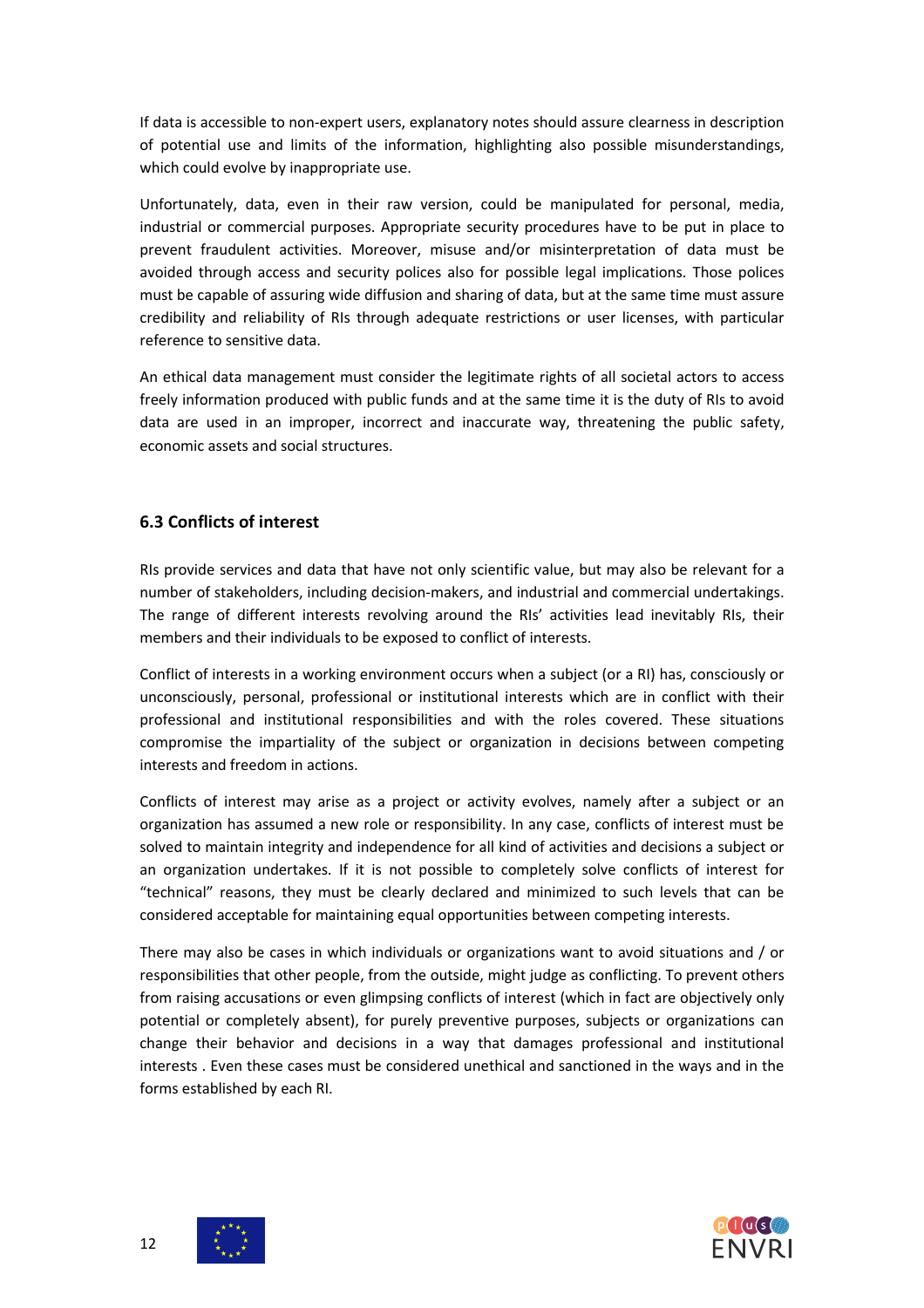If data is accessible to non-expert users, explanatory notes should assure clearness in description of potential use and limits of the information, highlighting also possible misunderstandings, which could evolve by inappropriate use.

Unfortunately, data, even in their raw version, could be manipulated for personal, media, industrial or commercial purposes. Appropriate security procedures have to be put in place to prevent fraudulent activities. Moreover, misuse and/or misinterpretation of data must be avoided through access and security polices also for possible legal implications. Those polices must be capable of assuring wide diffusion and sharing of data, but at the same time must assure credibility and reliability of RIs through adequate restrictions or user licenses, with particular reference to sensitive data.

An ethical data management must consider the legitimate rights of all societal actors to access freely information produced with public funds and at the same time it is the duty of RIs to avoid data are used in an improper, incorrect and inaccurate way, threatening the public safety, economic assets and social structures.

### 6.3 Conflicts of interest

RIs provide services and data that have not only scientific value, but may also be relevant for a number of stakeholders, including decision-makers, and industrial and commercial undertakings. The range of different interests revolving around the RIs' activities lead inevitably RIs, their members and their individuals to be exposed to conflict of interests.

Conflict of interests in a working environment occurs when a subject (or a RI) has, consciously or unconsciously, personal, professional or institutional interests which are in conflict with their professional and institutional responsibilities and with the roles covered. These situations compromise the impartiality of the subject or organization in decisions between competing interests and freedom in actions.

Conflicts of interest may arise as a project or activity evolves, namely after a subject or an organization has assumed a new role or responsibility. In any case, conflicts of interest must be solved to maintain integrity and independence for all kind of activities and decisions a subject or an organization undertakes. If it is not possible to completely solve conflicts of interest for "technical" reasons, they must be clearly declared and minimized to such levels that can be considered acceptable for maintaining equal opportunities between competing interests.

There may also be cases in which individuals or organizations want to avoid situations and / or responsibilities that other people, from the outside, might judge as conflicting. To prevent others from raising accusations or even glimpsing conflicts of interest (which in fact are objectively only potential or completely absent), for purely preventive purposes, subjects or organizations can change their behavior and decisions in a way that damages professional and institutional interests . Even these cases must be considered unethical and sanctioned in the ways and in the forms established by each RI.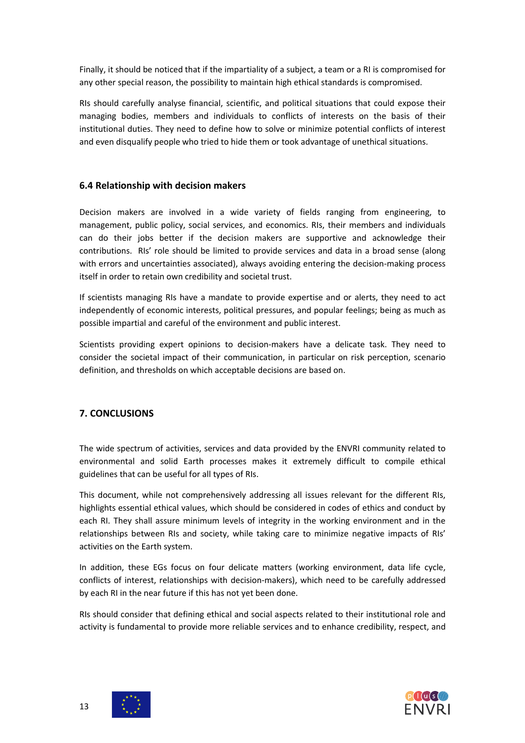Finally, it should be noticed that if the impartiality of a subject, a team or a RI is compromised for any other special reason, the possibility to maintain high ethical standards is compromised.

RIs should carefully analyse financial, scientific, and political situations that could expose their managing bodies, members and individuals to conflicts of interests on the basis of their institutional duties. They need to define how to solve or minimize potential conflicts of interest and even disqualify people who tried to hide them or took advantage of unethical situations.

### 6.4 Relationship with decision makers

Decision makers are involved in a wide variety of fields ranging from engineering, to management, public policy, social services, and economics. RIs, their members and individuals can do their jobs better if the decision makers are supportive and acknowledge their contributions. RIs' role should be limited to provide services and data in a broad sense (along with errors and uncertainties associated), always avoiding entering the decision-making process itself in order to retain own credibility and societal trust.

If scientists managing RIs have a mandate to provide expertise and or alerts, they need to act independently of economic interests, political pressures, and popular feelings; being as much as possible impartial and careful of the environment and public interest.

Scientists providing expert opinions to decision-makers have a delicate task. They need to consider the societal impact of their communication, in particular on risk perception, scenario definition, and thresholds on which acceptable decisions are based on.

## 7. CONCLUSIONS

The wide spectrum of activities, services and data provided by the ENVRI community related to environmental and solid Earth processes makes it extremely difficult to compile ethical guidelines that can be useful for all types of RIs.

This document, while not comprehensively addressing all issues relevant for the different RIs, highlights essential ethical values, which should be considered in codes of ethics and conduct by each RI. They shall assure minimum levels of integrity in the working environment and in the relationships between RIs and society, while taking care to minimize negative impacts of RIs' activities on the Earth system.

In addition, these EGs focus on four delicate matters (working environment, data life cycle, conflicts of interest, relationships with decision-makers), which need to be carefully addressed by each RI in the near future if this has not yet been done.

RIs should consider that defining ethical and social aspects related to their institutional role and activity is fundamental to provide more reliable services and to enhance credibility, respect, and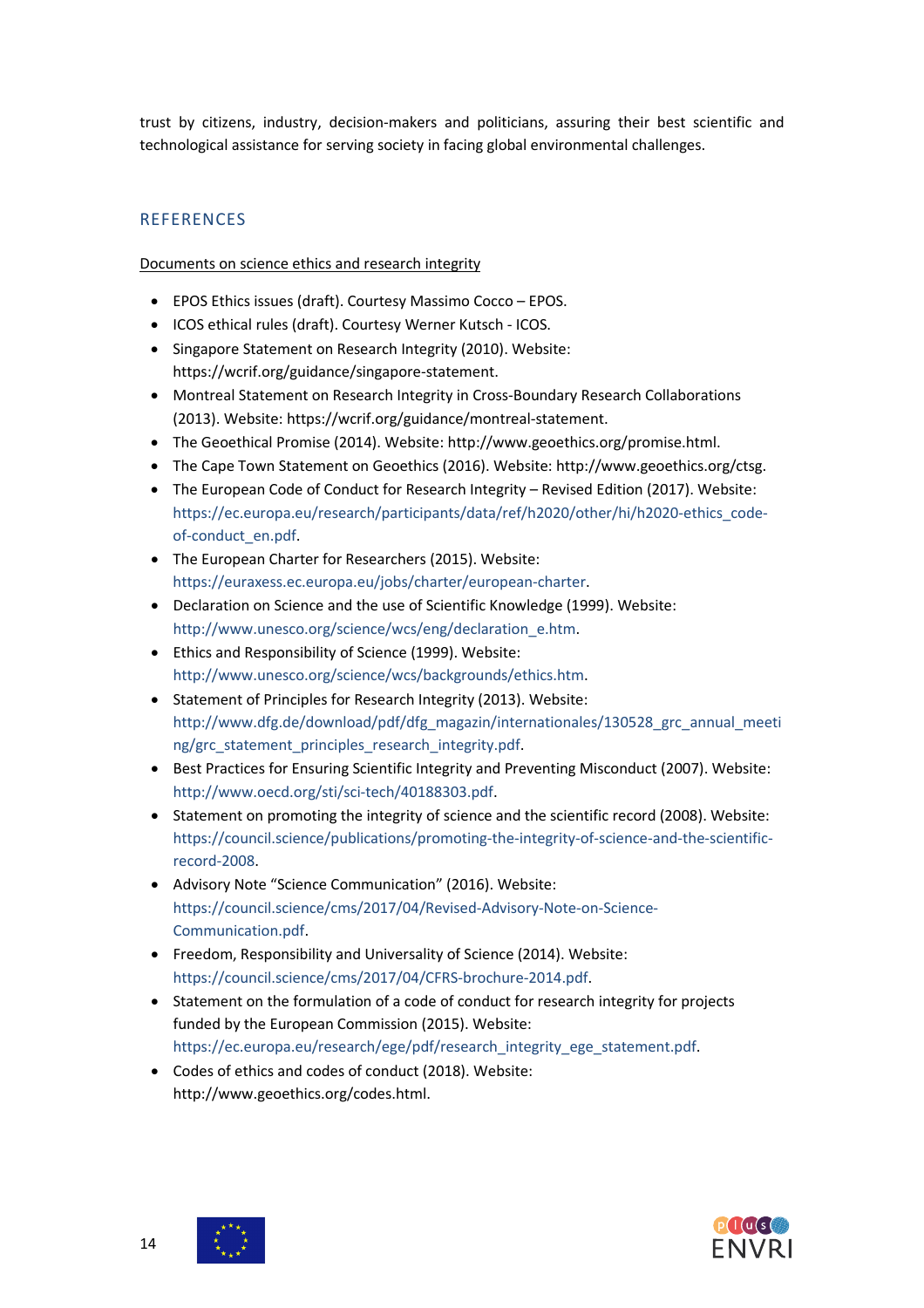trust by citizens, industry, decision-makers and politicians, assuring their best scientific and technological assistance for serving society in facing global environmental challenges.

## REFERENCES

Documents on science ethics and research integrity

- EPOS Ethics issues (draft). Courtesy Massimo Cocco – EPOS.
- ICOS ethical rules (draft). Courtesy Werner Kutsch - ICOS.
- Singapore Statement on Research Integrity (2010). Website: https://wcrif.org/guidance/singapore-statement.
- Montreal Statement on Research Integrity in Cross-Boundary Research Collaborations (2013). Website: https://wcrif.org/guidance/montreal-statement.
- The Geoethical Promise (2014). Website: http://www.geoethics.org/promise.html.
- The Cape Town Statement on Geoethics (2016). Website: http://www.geoethics.org/ctsg.
- The European Code of Conduct for Research Integrity – Revised Edition (2017). Website: https://ec.europa.eu/research/participants/data/ref/h2020/other/hi/h2020-ethics_code-of-conduct_en.pdf.
- The European Charter for Researchers (2015). Website: https://euraxess.ec.europa.eu/jobs/charter/european-charter.
- Declaration on Science and the use of Scientific Knowledge (1999). Website: http://www.unesco.org/science/wcs/eng/declaration_e.htm.
- Ethics and Responsibility of Science (1999). Website: http://www.unesco.org/science/wcs/backgrounds/ethics.htm.
- Statement of Principles for Research Integrity (2013). Website: http://www.dfg.de/download/pdf/dfg_magazin/internationales/130528_grc_annual_meeting/grc_statement_principles_research_integrity.pdf.
- Best Practices for Ensuring Scientific Integrity and Preventing Misconduct (2007). Website: http://www.oecd.org/sti/sci-tech/40188303.pdf.
- Statement on promoting the integrity of science and the scientific record (2008). Website: https://council.science/publications/promoting-the-integrity-of-science-and-the-scientific-record-2008.
- Advisory Note "Science Communication" (2016). Website: https://council.science/cms/2017/04/Revised-Advisory-Note-on-Science-Communication.pdf.
- Freedom, Responsibility and Universality of Science (2014). Website: https://council.science/cms/2017/04/CFRS-brochure-2014.pdf.
- Statement on the formulation of a code of conduct for research integrity for projects funded by the European Commission (2015). Website: https://ec.europa.eu/research/ege/pdf/research_integrity_ege_statement.pdf.
- Codes of ethics and codes of conduct (2018). Website: http://www.geoethics.org/codes.html.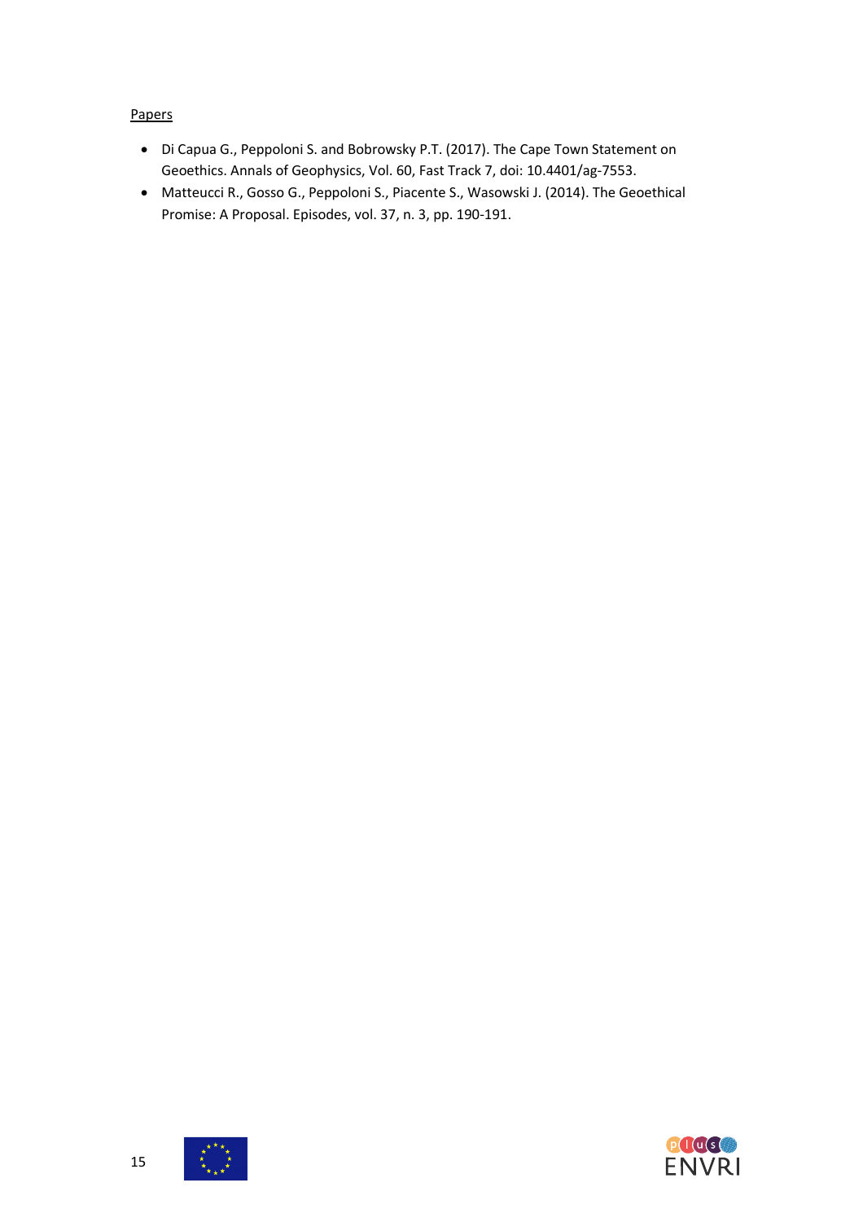Papers

- Di Capua G., Peppoloni S. and Bobrowsky P.T. (2017). The Cape Town Statement on Geoethics. Annals of Geophysics, Vol. 60, Fast Track 7, doi: 10.4401/ag-7553.
- Matteucci R., Gosso G., Peppoloni S., Piacente S., Wasowski J. (2014). The Geoethical Promise: A Proposal. Episodes, vol. 37, n. 3, pp. 190-191.